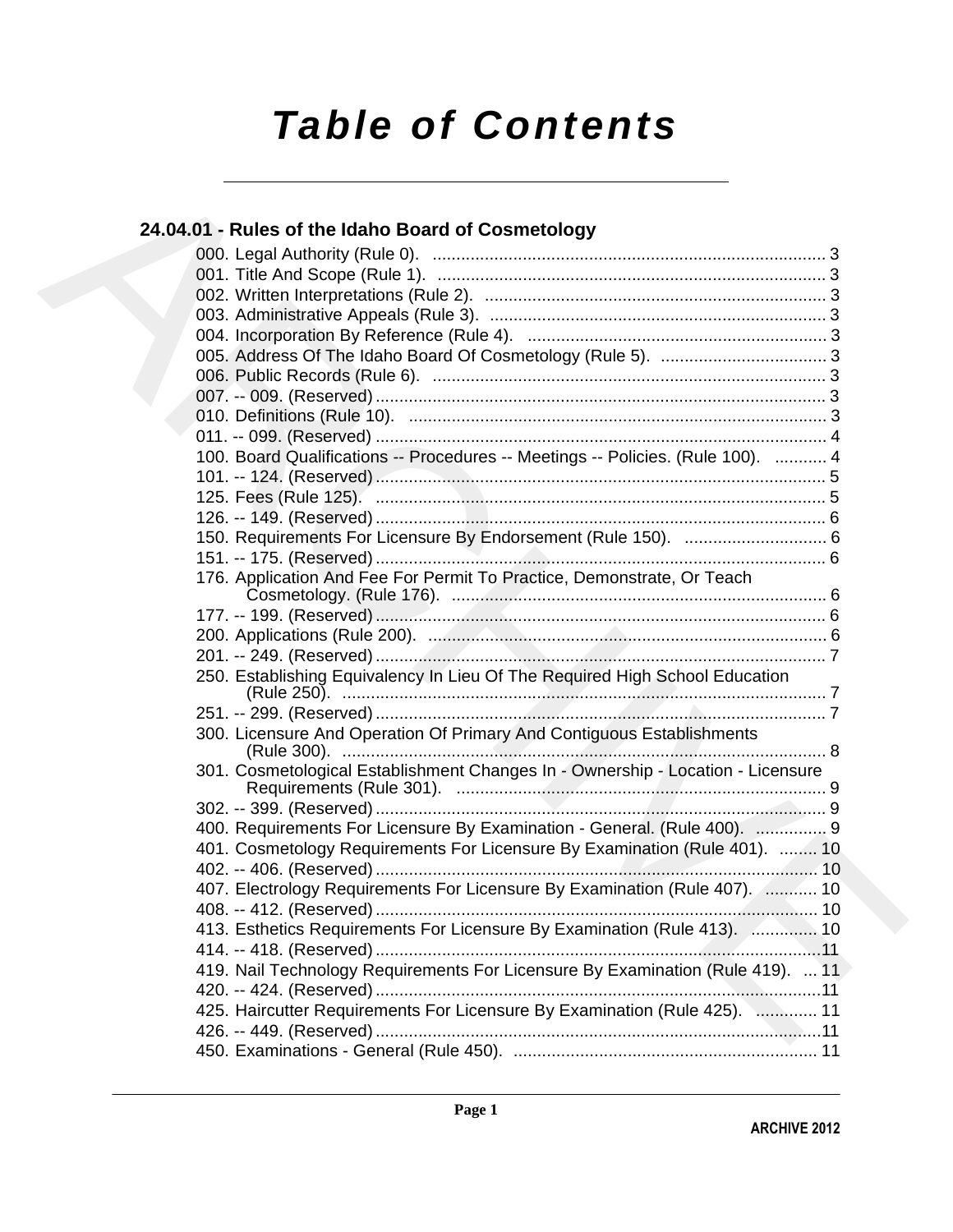# Table of Contents

## 24.04.01 - Rules of the Idaho Board of Cosmetology

000. Legal Authority (Rule 0). .................................................................................... 3
001. Title And Scope (Rule 1). .................................................................................... 3
002. Written Interpretations (Rule 2). ......................................................................... 3
003. Administrative Appeals (Rule 3). ........................................................................ 3
004. Incorporation By Reference (Rule 4). ................................................................ 3
005. Address Of The Idaho Board Of Cosmetology (Rule 5). .................................... 3
006. Public Records (Rule 6). ..................................................................................... 3
007. -- 009. (Reserved) ................................................................................................ 3
010. Definitions (Rule 10). .......................................................................................... 3
011. -- 099. (Reserved) ................................................................................................ 4
100. Board Qualifications -- Procedures -- Meetings -- Policies. (Rule 100). ........... 4
101. -- 124. (Reserved) ................................................................................................ 5
125. Fees (Rule 125). ................................................................................................. 5
126. -- 149. (Reserved) ................................................................................................ 6
150. Requirements For Licensure By Endorsement (Rule 150). ................................ 6
151. -- 175. (Reserved) ................................................................................................ 6
176. Application And Fee For Permit To Practice, Demonstrate, Or Teach Cosmetology. (Rule 176). ................................................................................ 6
177. -- 199. (Reserved) ................................................................................................ 6
200. Applications (Rule 200). ..................................................................................... 6
201. -- 249. (Reserved) ................................................................................................ 7
250. Establishing Equivalency In Lieu Of The Required High School Education (Rule 250). ....................................................................................................... 7
251. -- 299. (Reserved) ................................................................................................ 7
300. Licensure And Operation Of Primary And Contiguous Establishments (Rule 300). ....................................................................................................... 8
301. Cosmetological Establishment Changes In - Ownership - Location - Licensure Requirements (Rule 301). ................................................................................ 9
302. -- 399. (Reserved) ................................................................................................ 9
400. Requirements For Licensure By Examination - General. (Rule 400). ............... 9
401. Cosmetology Requirements For Licensure By Examination (Rule 401). ......... 10
402. -- 406. (Reserved) .............................................................................................. 10
407. Electrology Requirements For Licensure By Examination (Rule 407). ........... 10
408. -- 412. (Reserved) .............................................................................................. 10
413. Esthetics Requirements For Licensure By Examination (Rule 413). .............. 10
414. -- 418. (Reserved) .............................................................................................. 11
419. Nail Technology Requirements For Licensure By Examination (Rule 419). ... 11
420. -- 424. (Reserved) .............................................................................................. 11
425. Haircutter Requirements For Licensure By Examination (Rule 425). ............. 11
426. -- 449. (Reserved) .............................................................................................. 11
450. Examinations - General (Rule 450). ................................................................. 11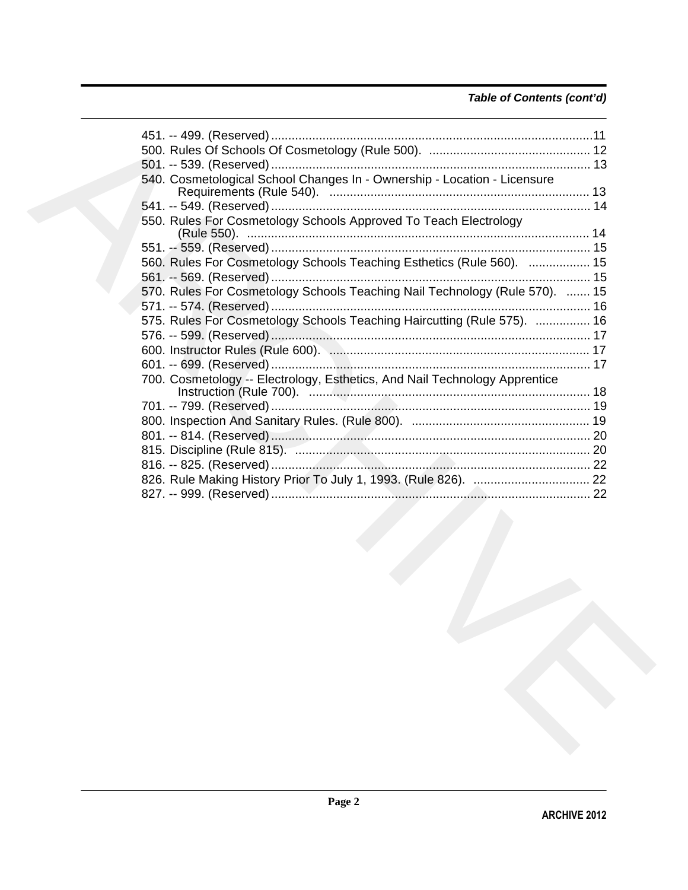*Table of Contents (cont'd)*

451. -- 499. (Reserved) .......................................................................................11
500. Rules Of Schools Of Cosmetology (Rule 500). ............................................ 12
501. -- 539. (Reserved) ....................................................................................... 13
540. Cosmetological School Changes In - Ownership - Location - Licensure Requirements (Rule 540). .......................................................................... 13
541. -- 549. (Reserved) ....................................................................................... 14
550. Rules For Cosmetology Schools Approved To Teach Electrology (Rule 550). .................................................................................................. 14
551. -- 559. (Reserved) ....................................................................................... 15
560. Rules For Cosmetology Schools Teaching Esthetics (Rule 560). .................. 15
561. -- 569. (Reserved) ....................................................................................... 15
570. Rules For Cosmetology Schools Teaching Nail Technology (Rule 570). ....... 15
571. -- 574. (Reserved) ....................................................................................... 16
575. Rules For Cosmetology Schools Teaching Haircutting (Rule 575). ................ 16
576. -- 599. (Reserved) ....................................................................................... 17
600. Instructor Rules (Rule 600). ........................................................................... 17
601. -- 699. (Reserved) ....................................................................................... 17
700. Cosmetology -- Electrology, Esthetics, And Nail Technology Apprentice Instruction (Rule 700). ................................................................................. 18
701. -- 799. (Reserved) ....................................................................................... 19
800. Inspection And Sanitary Rules. (Rule 800). ................................................... 19
801. -- 814. (Reserved) ....................................................................................... 20
815. Discipline (Rule 815). ..................................................................................... 20
816. -- 825. (Reserved) ....................................................................................... 22
826. Rule Making History Prior To July 1, 1993. (Rule 826). ................................. 22
827. -- 999. (Reserved) ....................................................................................... 22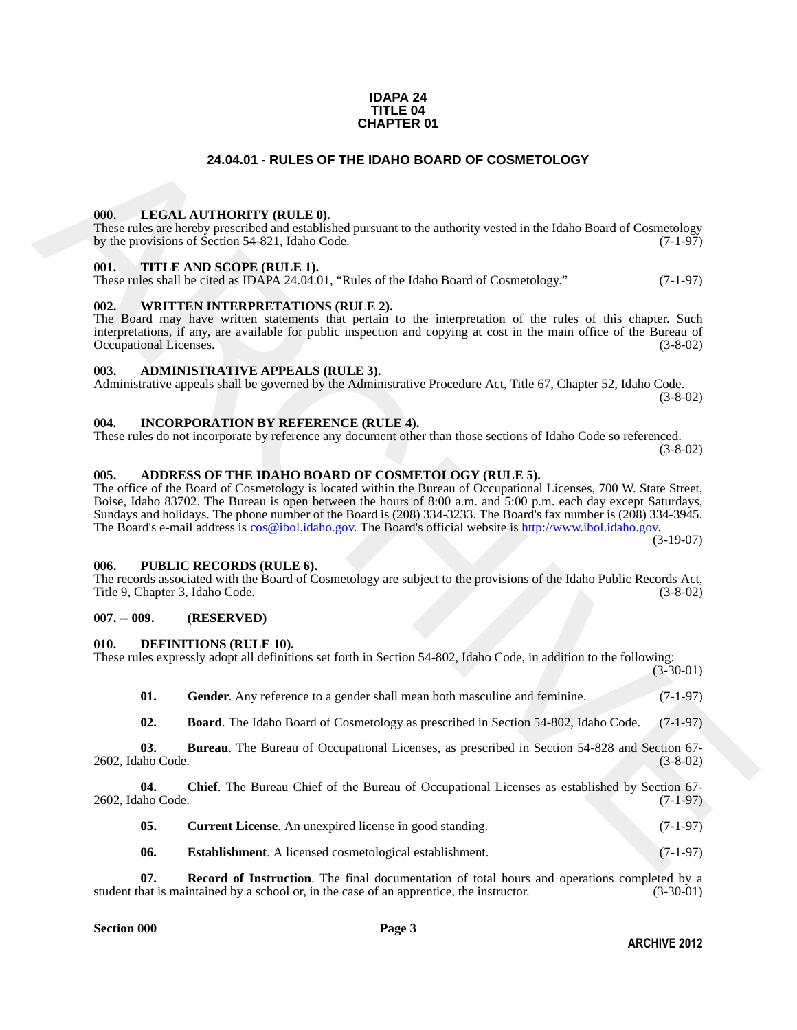**IDAPA 24**
**TITLE 04**
**CHAPTER 01**

# 24.04.01 - RULES OF THE IDAHO BOARD OF COSMETOLOGY

### 000. LEGAL AUTHORITY (RULE 0).

These rules are hereby prescribed and established pursuant to the authority vested in the Idaho Board of Cosmetology by the provisions of Section 54-821, Idaho Code. (7-1-97)

### 001. TITLE AND SCOPE (RULE 1).

These rules shall be cited as IDAPA 24.04.01, "Rules of the Idaho Board of Cosmetology." (7-1-97)

### 002. WRITTEN INTERPRETATIONS (RULE 2).

The Board may have written statements that pertain to the interpretation of the rules of this chapter. Such interpretations, if any, are available for public inspection and copying at cost in the main office of the Bureau of Occupational Licenses. (3-8-02)

### 003. ADMINISTRATIVE APPEALS (RULE 3).

Administrative appeals shall be governed by the Administrative Procedure Act, Title 67, Chapter 52, Idaho Code. (3-8-02)

### 004. INCORPORATION BY REFERENCE (RULE 4).

These rules do not incorporate by reference any document other than those sections of Idaho Code so referenced. (3-8-02)

### 005. ADDRESS OF THE IDAHO BOARD OF COSMETOLOGY (RULE 5).

The office of the Board of Cosmetology is located within the Bureau of Occupational Licenses, 700 W. State Street, Boise, Idaho 83702. The Bureau is open between the hours of 8:00 a.m. and 5:00 p.m. each day except Saturdays, Sundays and holidays. The phone number of the Board is (208) 334-3233. The Board's fax number is (208) 334-3945. The Board's e-mail address is cos@ibol.idaho.gov. The Board's official website is http://www.ibol.idaho.gov. (3-19-07)

### 006. PUBLIC RECORDS (RULE 6).

The records associated with the Board of Cosmetology are subject to the provisions of the Idaho Public Records Act, Title 9, Chapter 3, Idaho Code. (3-8-02)

### 007. -- 009. (RESERVED)

### 010. DEFINITIONS (RULE 10).

These rules expressly adopt all definitions set forth in Section 54-802, Idaho Code, in addition to the following: (3-30-01)

**01. Gender**. Any reference to a gender shall mean both masculine and feminine. (7-1-97)

**02. Board**. The Idaho Board of Cosmetology as prescribed in Section 54-802, Idaho Code. (7-1-97)

**03. Bureau**. The Bureau of Occupational Licenses, as prescribed in Section 54-828 and Section 67-2602, Idaho Code. (3-8-02)

**04. Chief**. The Bureau Chief of the Bureau of Occupational Licenses as established by Section 67-2602, Idaho Code. (7-1-97)

**05. Current License**. An unexpired license in good standing. (7-1-97)

**06. Establishment**. A licensed cosmetological establishment. (7-1-97)

**07. Record of Instruction**. The final documentation of total hours and operations completed by a student that is maintained by a school or, in the case of an apprentice, the instructor. (3-30-01)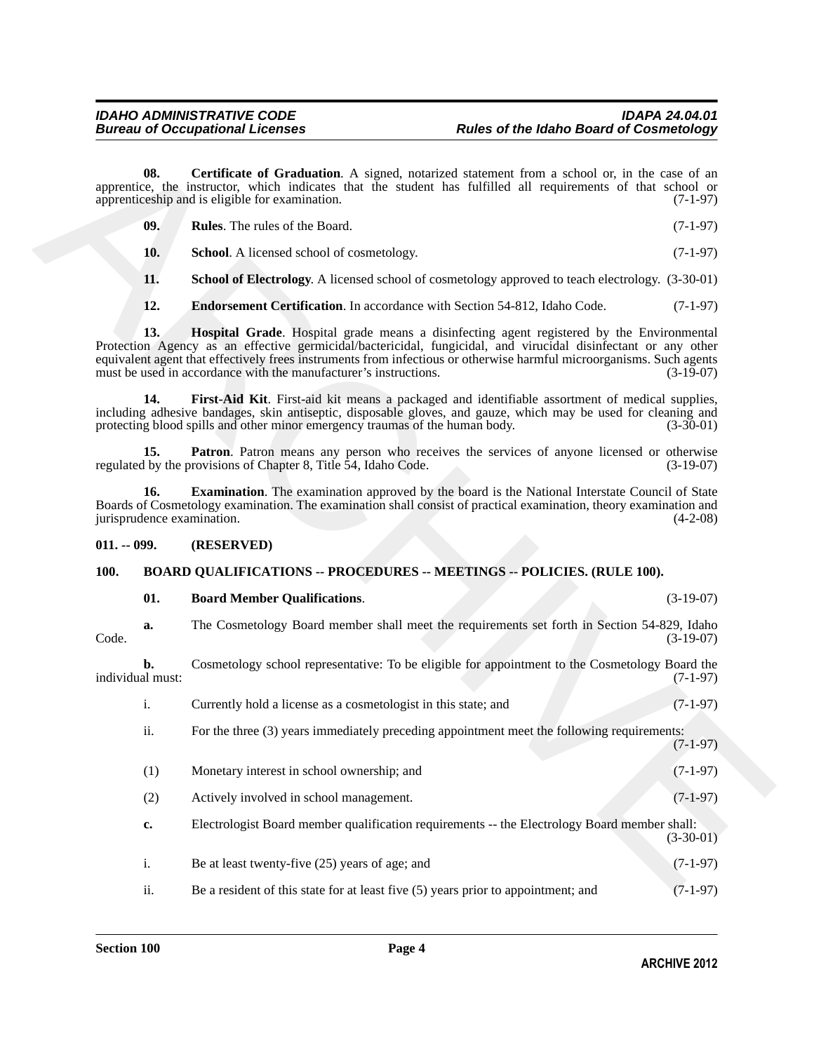**08. Certificate of Graduation**. A signed, notarized statement from a school or, in the case of an apprentice, the instructor, which indicates that the student has fulfilled all requirements of that school or apprenticeship and is eligible for examination. (7-1-97)

**09. Rules**. The rules of the Board. (7-1-97)

**10. School**. A licensed school of cosmetology. (7-1-97)

**11. School of Electrology**. A licensed school of cosmetology approved to teach electrology. (3-30-01)

**12. Endorsement Certification**. In accordance with Section 54-812, Idaho Code. (7-1-97)

**13. Hospital Grade**. Hospital grade means a disinfecting agent registered by the Environmental Protection Agency as an effective germicidal/bactericidal, fungicidal, and virucidal disinfectant or any other equivalent agent that effectively frees instruments from infectious or otherwise harmful microorganisms. Such agents must be used in accordance with the manufacturer's instructions. (3-19-07)

**14. First-Aid Kit**. First-aid kit means a packaged and identifiable assortment of medical supplies, including adhesive bandages, skin antiseptic, disposable gloves, and gauze, which may be used for cleaning and protecting blood spills and other minor emergency traumas of the human body. (3-30-01)

**15. Patron**. Patron means any person who receives the services of anyone licensed or otherwise regulated by the provisions of Chapter 8, Title 54, Idaho Code. (3-19-07)

**16. Examination**. The examination approved by the board is the National Interstate Council of State Boards of Cosmetology examination. The examination shall consist of practical examination, theory examination and jurisprudence examination. (4-2-08)

## 011. -- 099. (RESERVED)

## 100. BOARD QUALIFICATIONS -- PROCEDURES -- MEETINGS -- POLICIES. (RULE 100).

**01. Board Member Qualifications**. (3-19-07)

**a.** The Cosmetology Board member shall meet the requirements set forth in Section 54-829, Idaho Code. (3-19-07)

**b.** Cosmetology school representative: To be eligible for appointment to the Cosmetology Board the individual must: (7-1-97)

i. Currently hold a license as a cosmetologist in this state; and (7-1-97)

ii. For the three (3) years immediately preceding appointment meet the following requirements: (7-1-97)

(1) Monetary interest in school ownership; and (7-1-97)

(2) Actively involved in school management. (7-1-97)

**c.** Electrologist Board member qualification requirements -- the Electrology Board member shall: (3-30-01)

i. Be at least twenty-five (25) years of age; and (7-1-97)

ii. Be a resident of this state for at least five (5) years prior to appointment; and (7-1-97)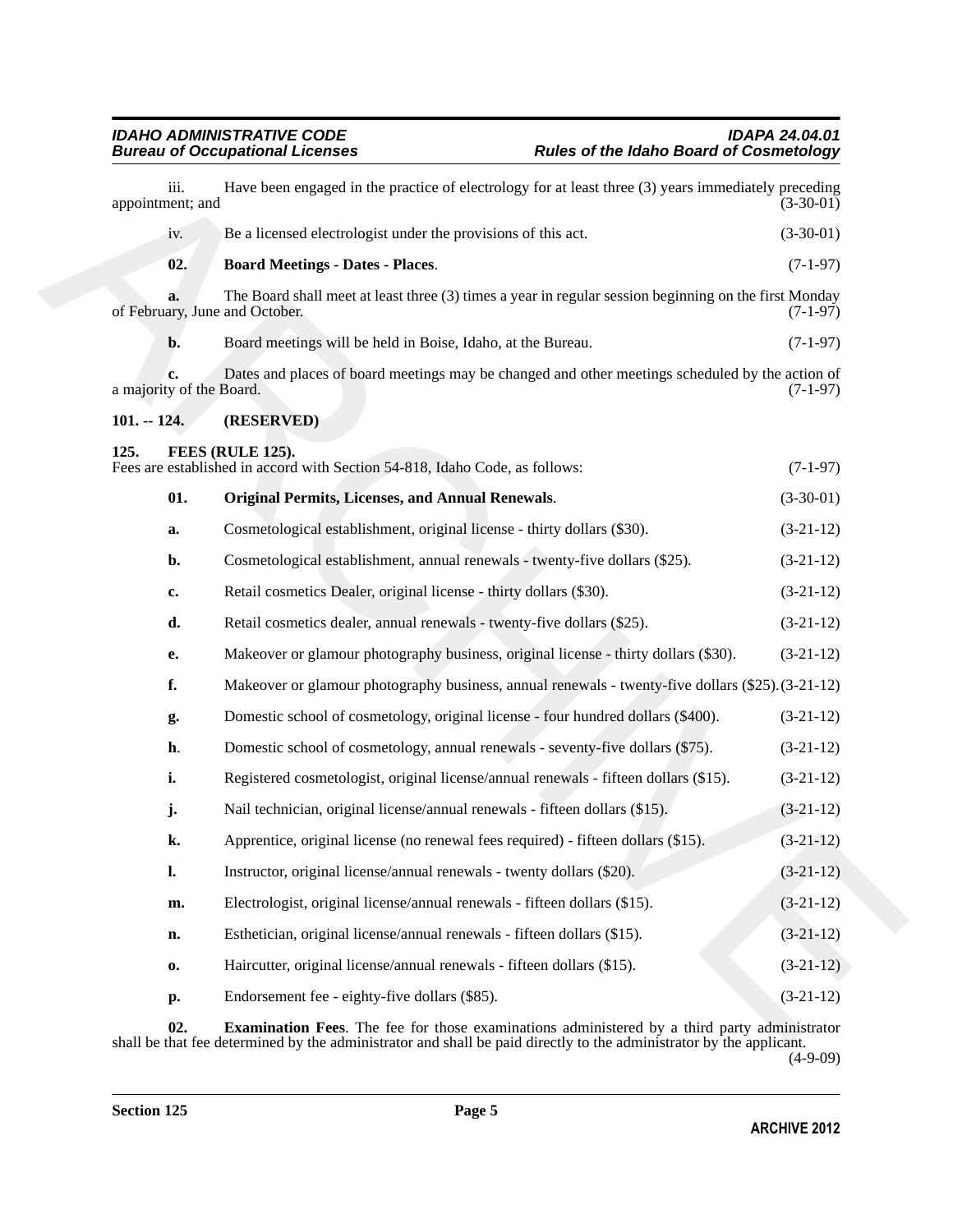iii. Have been engaged in the practice of electrology for at least three (3) years immediately preceding appointment; and (3-30-01)

iv. Be a licensed electrologist under the provisions of this act. (3-30-01)

**02. Board Meetings - Dates - Places**. (7-1-97)

**a.** The Board shall meet at least three (3) times a year in regular session beginning on the first Monday of February, June and October. (7-1-97)

**b.** Board meetings will be held in Boise, Idaho, at the Bureau. (7-1-97)

**c.** Dates and places of board meetings may be changed and other meetings scheduled by the action of a majority of the Board. (7-1-97)

### 101. -- 124. (RESERVED)

### 125. FEES (RULE 125).

Fees are established in accord with Section 54-818, Idaho Code, as follows: (7-1-97)

**01. Original Permits, Licenses, and Annual Renewals**. (3-30-01)

**a.** Cosmetological establishment, original license - thirty dollars ($30). (3-21-12)

**b.** Cosmetological establishment, annual renewals - twenty-five dollars ($25). (3-21-12)

**c.** Retail cosmetics Dealer, original license - thirty dollars ($30). (3-21-12)

**d.** Retail cosmetics dealer, annual renewals - twenty-five dollars ($25). (3-21-12)

**e.** Makeover or glamour photography business, original license - thirty dollars ($30). (3-21-12)

**f.** Makeover or glamour photography business, annual renewals - twenty-five dollars ($25). (3-21-12)

**g.** Domestic school of cosmetology, original license - four hundred dollars ($400). (3-21-12)

**h**. Domestic school of cosmetology, annual renewals - seventy-five dollars ($75). (3-21-12)

**i.** Registered cosmetologist, original license/annual renewals - fifteen dollars ($15). (3-21-12)

**j.** Nail technician, original license/annual renewals - fifteen dollars ($15). (3-21-12)

**k.** Apprentice, original license (no renewal fees required) - fifteen dollars ($15). (3-21-12)

**l.** Instructor, original license/annual renewals - twenty dollars ($20). (3-21-12)

**m.** Electrologist, original license/annual renewals - fifteen dollars ($15). (3-21-12)

**n.** Esthetician, original license/annual renewals - fifteen dollars ($15). (3-21-12)

**o.** Haircutter, original license/annual renewals - fifteen dollars ($15). (3-21-12)

**p.** Endorsement fee - eighty-five dollars ($85). (3-21-12)

**02. Examination Fees**. The fee for those examinations administered by a third party administrator shall be that fee determined by the administrator and shall be paid directly to the administrator by the applicant. (4-9-09)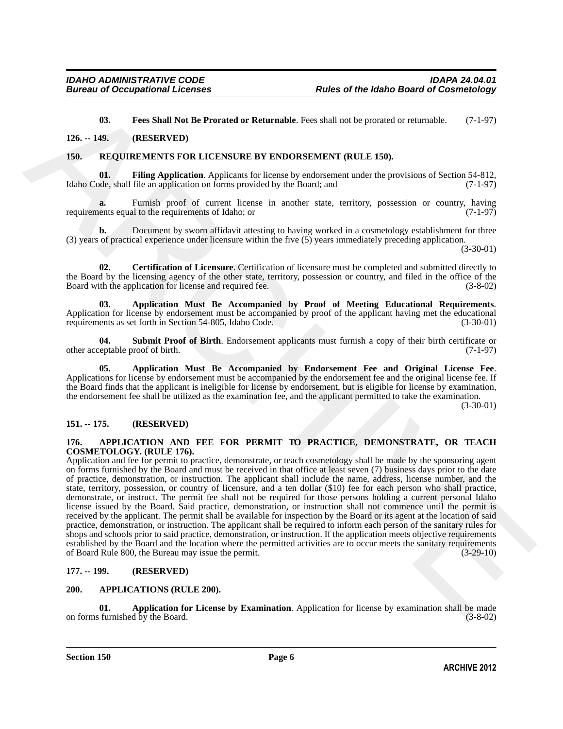**03. Fees Shall Not Be Prorated or Returnable**. Fees shall not be prorated or returnable. (7-1-97)

## 126. -- 149. (RESERVED)

## 150. REQUIREMENTS FOR LICENSURE BY ENDORSEMENT (RULE 150).

**01. Filing Application**. Applicants for license by endorsement under the provisions of Section 54-812, Idaho Code, shall file an application on forms provided by the Board; and (7-1-97)

**a.** Furnish proof of current license in another state, territory, possession or country, having requirements equal to the requirements of Idaho; or (7-1-97)

**b.** Document by sworn affidavit attesting to having worked in a cosmetology establishment for three (3) years of practical experience under licensure within the five (5) years immediately preceding application. (3-30-01)

**02. Certification of Licensure**. Certification of licensure must be completed and submitted directly to the Board by the licensing agency of the other state, territory, possession or country, and filed in the office of the Board with the application for license and required fee. (3-8-02)

**03. Application Must Be Accompanied by Proof of Meeting Educational Requirements**. Application for license by endorsement must be accompanied by proof of the applicant having met the educational requirements as set forth in Section 54-805, Idaho Code. (3-30-01)

**04. Submit Proof of Birth**. Endorsement applicants must furnish a copy of their birth certificate or other acceptable proof of birth. (7-1-97)

**05. Application Must Be Accompanied by Endorsement Fee and Original License Fee**. Applications for license by endorsement must be accompanied by the endorsement fee and the original license fee. If the Board finds that the applicant is ineligible for license by endorsement, but is eligible for license by examination, the endorsement fee shall be utilized as the examination fee, and the applicant permitted to take the examination. (3-30-01)

## 151. -- 175. (RESERVED)

## 176. APPLICATION AND FEE FOR PERMIT TO PRACTICE, DEMONSTRATE, OR TEACH COSMETOLOGY. (RULE 176).

Application and fee for permit to practice, demonstrate, or teach cosmetology shall be made by the sponsoring agent on forms furnished by the Board and must be received in that office at least seven (7) business days prior to the date of practice, demonstration, or instruction. The applicant shall include the name, address, license number, and the state, territory, possession, or country of licensure, and a ten dollar ($10) fee for each person who shall practice, demonstrate, or instruct. The permit fee shall not be required for those persons holding a current personal Idaho license issued by the Board. Said practice, demonstration, or instruction shall not commence until the permit is received by the applicant. The permit shall be available for inspection by the Board or its agent at the location of said practice, demonstration, or instruction. The applicant shall be required to inform each person of the sanitary rules for shops and schools prior to said practice, demonstration, or instruction. If the application meets objective requirements established by the Board and the location where the permitted activities are to occur meets the sanitary requirements of Board Rule 800, the Bureau may issue the permit. (3-29-10)

## 177. -- 199. (RESERVED)

## 200. APPLICATIONS (RULE 200).

**01. Application for License by Examination**. Application for license by examination shall be made on forms furnished by the Board. (3-8-02)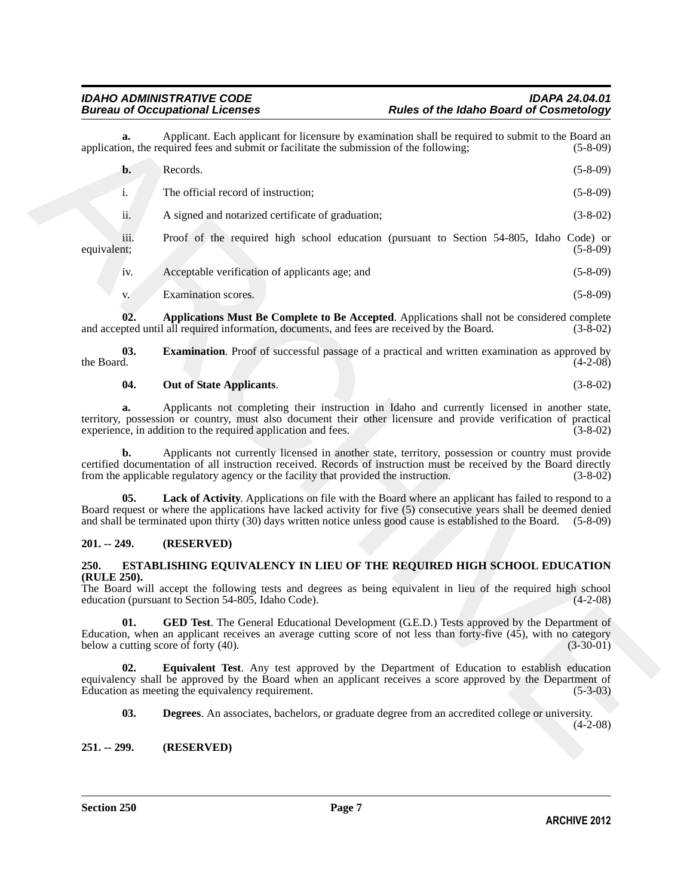**a.** Applicant. Each applicant for licensure by examination shall be required to submit to the Board an application, the required fees and submit or facilitate the submission of the following; (5-8-09)

**b.** Records. (5-8-09)

i. The official record of instruction; (5-8-09)

ii. A signed and notarized certificate of graduation; (3-8-02)

iii. Proof of the required high school education (pursuant to Section 54-805, Idaho Code) or equivalent; (5-8-09)

iv. Acceptable verification of applicants age; and (5-8-09)

v. Examination scores. (5-8-09)

**02. Applications Must Be Complete to Be Accepted**. Applications shall not be considered complete and accepted until all required information, documents, and fees are received by the Board. (3-8-02)

**03. Examination**. Proof of successful passage of a practical and written examination as approved by the Board. (4-2-08)

**04. Out of State Applicants**. (3-8-02)

**a.** Applicants not completing their instruction in Idaho and currently licensed in another state, territory, possession or country, must also document their other licensure and provide verification of practical experience, in addition to the required application and fees. (3-8-02)

**b.** Applicants not currently licensed in another state, territory, possession or country must provide certified documentation of all instruction received. Records of instruction must be received by the Board directly from the applicable regulatory agency or the facility that provided the instruction. (3-8-02)

**05. Lack of Activity**. Applications on file with the Board where an applicant has failed to respond to a Board request or where the applications have lacked activity for five (5) consecutive years shall be deemed denied and shall be terminated upon thirty (30) days written notice unless good cause is established to the Board. (5-8-09)

## 201. -- 249. (RESERVED)

## 250. ESTABLISHING EQUIVALENCY IN LIEU OF THE REQUIRED HIGH SCHOOL EDUCATION (RULE 250).

The Board will accept the following tests and degrees as being equivalent in lieu of the required high school education (pursuant to Section 54-805, Idaho Code). (4-2-08)

**01. GED Test**. The General Educational Development (G.E.D.) Tests approved by the Department of Education, when an applicant receives an average cutting score of not less than forty-five (45), with no category below a cutting score of forty (40). (3-30-01)

**02. Equivalent Test**. Any test approved by the Department of Education to establish education equivalency shall be approved by the Board when an applicant receives a score approved by the Department of Education as meeting the equivalency requirement. (5-3-03)

**03. Degrees**. An associates, bachelors, or graduate degree from an accredited college or university. (4-2-08)

## 251. -- 299. (RESERVED)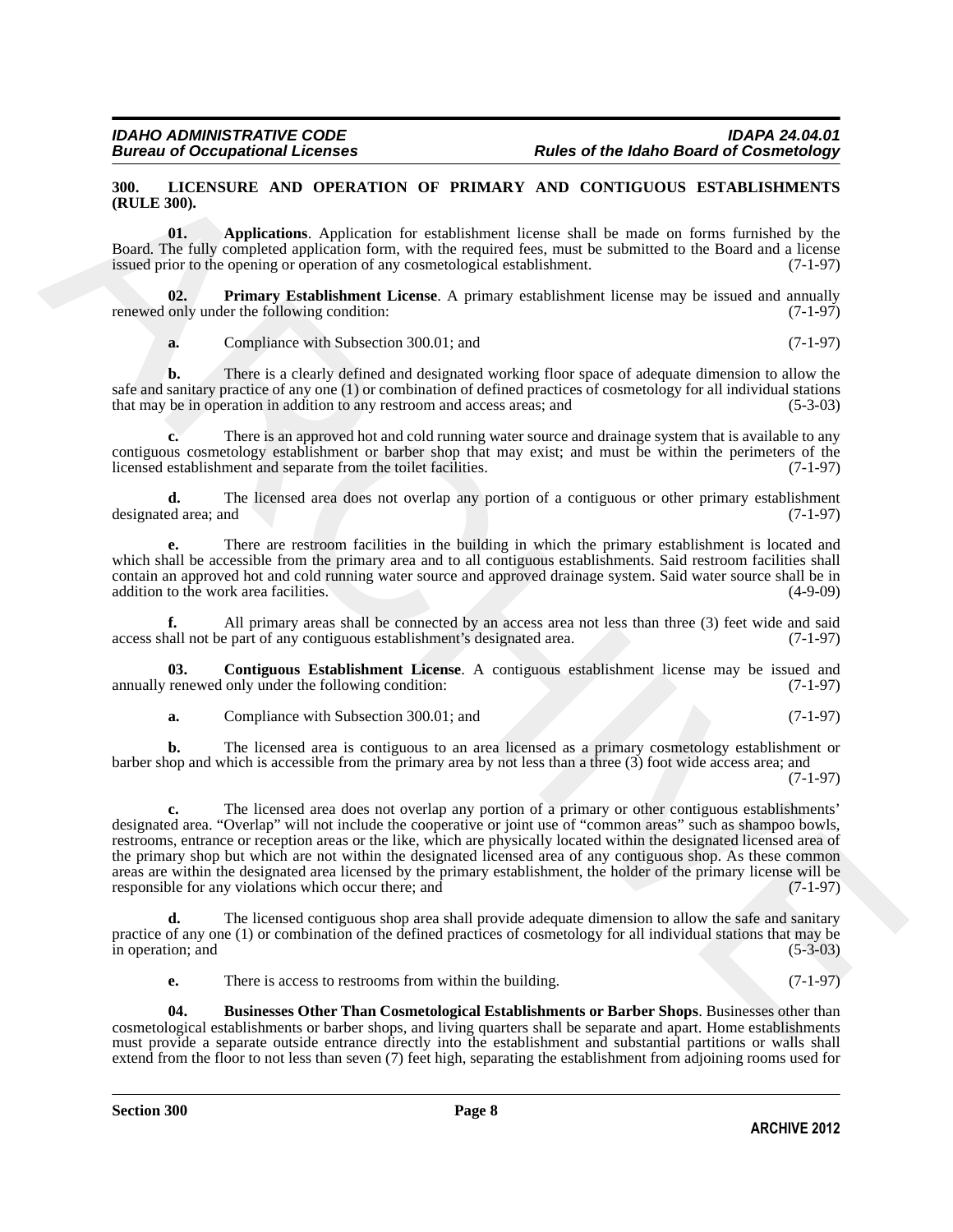**300. LICENSURE AND OPERATION OF PRIMARY AND CONTIGUOUS ESTABLISHMENTS (RULE 300).**

**01. Applications**. Application for establishment license shall be made on forms furnished by the Board. The fully completed application form, with the required fees, must be submitted to the Board and a license issued prior to the opening or operation of any cosmetological establishment. (7-1-97)

**02. Primary Establishment License**. A primary establishment license may be issued and annually renewed only under the following condition: (7-1-97)

**a.** Compliance with Subsection 300.01; and (7-1-97)

**b.** There is a clearly defined and designated working floor space of adequate dimension to allow the safe and sanitary practice of any one (1) or combination of defined practices of cosmetology for all individual stations that may be in operation in addition to any restroom and access areas; and (5-3-03)

**c.** There is an approved hot and cold running water source and drainage system that is available to any contiguous cosmetology establishment or barber shop that may exist; and must be within the perimeters of the licensed establishment and separate from the toilet facilities. (7-1-97)

**d.** The licensed area does not overlap any portion of a contiguous or other primary establishment designated area; and (7-1-97)

**e.** There are restroom facilities in the building in which the primary establishment is located and which shall be accessible from the primary area and to all contiguous establishments. Said restroom facilities shall contain an approved hot and cold running water source and approved drainage system. Said water source shall be in addition to the work area facilities. (4-9-09)

**f.** All primary areas shall be connected by an access area not less than three (3) feet wide and said access shall not be part of any contiguous establishment's designated area. (7-1-97)

**03. Contiguous Establishment License**. A contiguous establishment license may be issued and annually renewed only under the following condition: (7-1-97)

**a.** Compliance with Subsection 300.01; and (7-1-97)

**b.** The licensed area is contiguous to an area licensed as a primary cosmetology establishment or barber shop and which is accessible from the primary area by not less than a three (3) foot wide access area; and (7-1-97)

**c.** The licensed area does not overlap any portion of a primary or other contiguous establishments' designated area. "Overlap" will not include the cooperative or joint use of "common areas" such as shampoo bowls, restrooms, entrance or reception areas or the like, which are physically located within the designated licensed area of the primary shop but which are not within the designated licensed area of any contiguous shop. As these common areas are within the designated area licensed by the primary establishment, the holder of the primary license will be responsible for any violations which occur there; and (7-1-97)

**d.** The licensed contiguous shop area shall provide adequate dimension to allow the safe and sanitary practice of any one (1) or combination of the defined practices of cosmetology for all individual stations that may be in operation; and (5-3-03)

**e.** There is access to restrooms from within the building. (7-1-97)

**04. Businesses Other Than Cosmetological Establishments or Barber Shops**. Businesses other than cosmetological establishments or barber shops, and living quarters shall be separate and apart. Home establishments must provide a separate outside entrance directly into the establishment and substantial partitions or walls shall extend from the floor to not less than seven (7) feet high, separating the establishment from adjoining rooms used for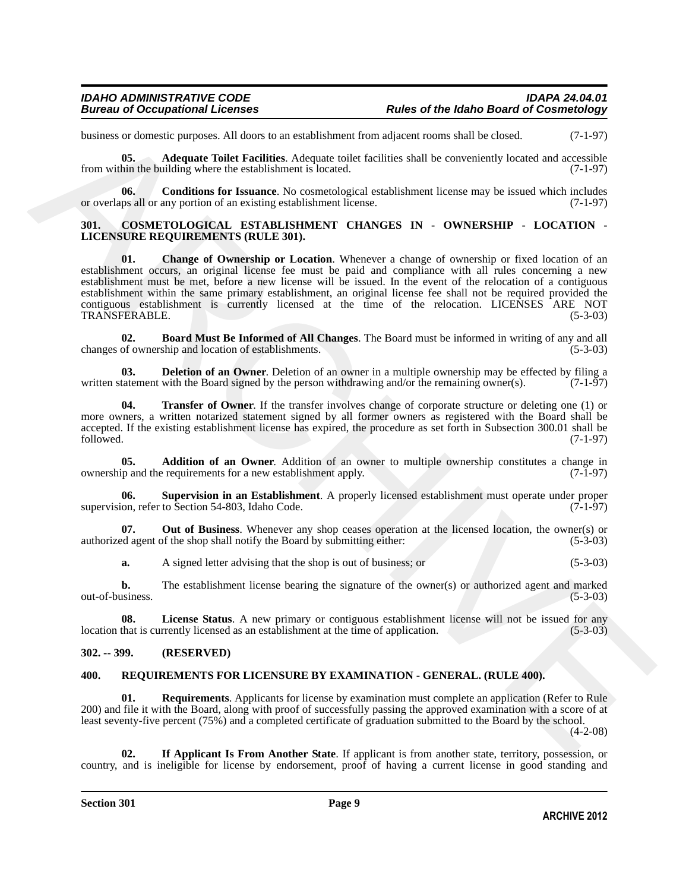business or domestic purposes. All doors to an establishment from adjacent rooms shall be closed. (7-1-97)

**05. Adequate Toilet Facilities**. Adequate toilet facilities shall be conveniently located and accessible from within the building where the establishment is located. (7-1-97)

**06. Conditions for Issuance**. No cosmetological establishment license may be issued which includes or overlaps all or any portion of an existing establishment license. (7-1-97)

## 301. COSMETOLOGICAL ESTABLISHMENT CHANGES IN - OWNERSHIP - LOCATION - LICENSURE REQUIREMENTS (RULE 301).

**01. Change of Ownership or Location**. Whenever a change of ownership or fixed location of an establishment occurs, an original license fee must be paid and compliance with all rules concerning a new establishment must be met, before a new license will be issued. In the event of the relocation of a contiguous establishment within the same primary establishment, an original license fee shall not be required provided the contiguous establishment is currently licensed at the time of the relocation. LICENSES ARE NOT TRANSFERABLE. (5-3-03)

**02. Board Must Be Informed of All Changes**. The Board must be informed in writing of any and all changes of ownership and location of establishments. (5-3-03)

**03. Deletion of an Owner**. Deletion of an owner in a multiple ownership may be effected by filing a written statement with the Board signed by the person withdrawing and/or the remaining owner(s). (7-1-97)

**04. Transfer of Owner**. If the transfer involves change of corporate structure or deleting one (1) or more owners, a written notarized statement signed by all former owners as registered with the Board shall be accepted. If the existing establishment license has expired, the procedure as set forth in Subsection 300.01 shall be followed. (7-1-97)

**05. Addition of an Owner**. Addition of an owner to multiple ownership constitutes a change in ownership and the requirements for a new establishment apply. (7-1-97)

**06. Supervision in an Establishment**. A properly licensed establishment must operate under proper supervision, refer to Section 54-803, Idaho Code. (7-1-97)

**07. Out of Business**. Whenever any shop ceases operation at the licensed location, the owner(s) or authorized agent of the shop shall notify the Board by submitting either: (5-3-03)

**a.** A signed letter advising that the shop is out of business; or (5-3-03)

**b.** The establishment license bearing the signature of the owner(s) or authorized agent and marked out-of-business. (5-3-03)

**08. License Status**. A new primary or contiguous establishment license will not be issued for any location that is currently licensed as an establishment at the time of application. (5-3-03)

## 302. -- 399. (RESERVED)

## 400. REQUIREMENTS FOR LICENSURE BY EXAMINATION - GENERAL. (RULE 400).

**01. Requirements**. Applicants for license by examination must complete an application (Refer to Rule 200) and file it with the Board, along with proof of successfully passing the approved examination with a score of at least seventy-five percent (75%) and a completed certificate of graduation submitted to the Board by the school. (4-2-08)

**02. If Applicant Is From Another State**. If applicant is from another state, territory, possession, or country, and is ineligible for license by endorsement, proof of having a current license in good standing and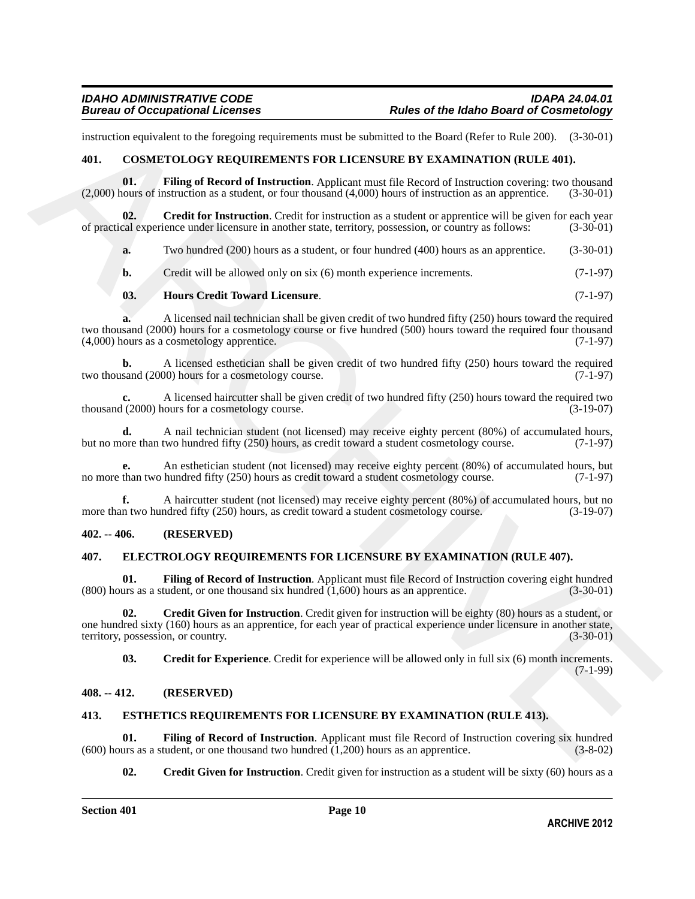instruction equivalent to the foregoing requirements must be submitted to the Board (Refer to Rule 200). (3-30-01)

### 401. COSMETOLOGY REQUIREMENTS FOR LICENSURE BY EXAMINATION (RULE 401).

**01. Filing of Record of Instruction**. Applicant must file Record of Instruction covering: two thousand (2,000) hours of instruction as a student, or four thousand (4,000) hours of instruction as an apprentice. (3-30-01)

**02. Credit for Instruction**. Credit for instruction as a student or apprentice will be given for each year of practical experience under licensure in another state, territory, possession, or country as follows: (3-30-01)

**a.** Two hundred (200) hours as a student, or four hundred (400) hours as an apprentice. (3-30-01)

**b.** Credit will be allowed only on six (6) month experience increments. (7-1-97)

**03. Hours Credit Toward Licensure**. (7-1-97)

**a.** A licensed nail technician shall be given credit of two hundred fifty (250) hours toward the required two thousand (2000) hours for a cosmetology course or five hundred (500) hours toward the required four thousand (4,000) hours as a cosmetology apprentice. (7-1-97)

**b.** A licensed esthetician shall be given credit of two hundred fifty (250) hours toward the required two thousand (2000) hours for a cosmetology course. (7-1-97)

**c.** A licensed haircutter shall be given credit of two hundred fifty (250) hours toward the required two thousand (2000) hours for a cosmetology course. (3-19-07)

**d.** A nail technician student (not licensed) may receive eighty percent (80%) of accumulated hours, but no more than two hundred fifty (250) hours, as credit toward a student cosmetology course. (7-1-97)

**e.** An esthetician student (not licensed) may receive eighty percent (80%) of accumulated hours, but no more than two hundred fifty (250) hours as credit toward a student cosmetology course. (7-1-97)

**f.** A haircutter student (not licensed) may receive eighty percent (80%) of accumulated hours, but no more than two hundred fifty (250) hours, as credit toward a student cosmetology course. (3-19-07)

### 402. -- 406. (RESERVED)

### 407. ELECTROLOGY REQUIREMENTS FOR LICENSURE BY EXAMINATION (RULE 407).

**01. Filing of Record of Instruction**. Applicant must file Record of Instruction covering eight hundred (800) hours as a student, or one thousand six hundred (1,600) hours as an apprentice. (3-30-01)

**02. Credit Given for Instruction**. Credit given for instruction will be eighty (80) hours as a student, or one hundred sixty (160) hours as an apprentice, for each year of practical experience under licensure in another state, territory, possession, or country. (3-30-01)

**03. Credit for Experience**. Credit for experience will be allowed only in full six (6) month increments. (7-1-99)

### 408. -- 412. (RESERVED)

### 413. ESTHETICS REQUIREMENTS FOR LICENSURE BY EXAMINATION (RULE 413).

**01. Filing of Record of Instruction**. Applicant must file Record of Instruction covering six hundred (600) hours as a student, or one thousand two hundred (1,200) hours as an apprentice. (3-8-02)

**02. Credit Given for Instruction**. Credit given for instruction as a student will be sixty (60) hours as a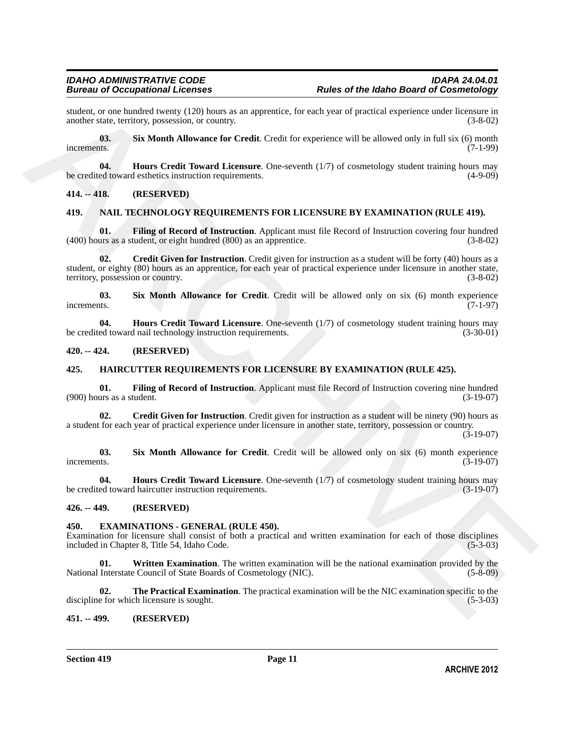student, or one hundred twenty (120) hours as an apprentice, for each year of practical experience under licensure in another state, territory, possession, or country. (3-8-02)

**03. Six Month Allowance for Credit**. Credit for experience will be allowed only in full six (6) month increments. (7-1-99)

**04. Hours Credit Toward Licensure**. One-seventh (1/7) of cosmetology student training hours may be credited toward esthetics instruction requirements. (4-9-09)

## 414. -- 418. (RESERVED)

## 419. NAIL TECHNOLOGY REQUIREMENTS FOR LICENSURE BY EXAMINATION (RULE 419).

**01. Filing of Record of Instruction**. Applicant must file Record of Instruction covering four hundred (400) hours as a student, or eight hundred (800) as an apprentice. (3-8-02)

**02. Credit Given for Instruction**. Credit given for instruction as a student will be forty (40) hours as a student, or eighty (80) hours as an apprentice, for each year of practical experience under licensure in another state, territory, possession or country. (3-8-02)

**03. Six Month Allowance for Credit**. Credit will be allowed only on six (6) month experience increments. (7-1-97)

**04. Hours Credit Toward Licensure**. One-seventh (1/7) of cosmetology student training hours may be credited toward nail technology instruction requirements. (3-30-01)

## 420. -- 424. (RESERVED)

## 425. HAIRCUTTER REQUIREMENTS FOR LICENSURE BY EXAMINATION (RULE 425).

**01. Filing of Record of Instruction**. Applicant must file Record of Instruction covering nine hundred (900) hours as a student. (3-19-07)

**02. Credit Given for Instruction**. Credit given for instruction as a student will be ninety (90) hours as a student for each year of practical experience under licensure in another state, territory, possession or country. (3-19-07)

**03. Six Month Allowance for Credit**. Credit will be allowed only on six (6) month experience increments. (3-19-07)

**04. Hours Credit Toward Licensure**. One-seventh (1/7) of cosmetology student training hours may be credited toward haircutter instruction requirements. (3-19-07)

## 426. -- 449. (RESERVED)

## 450. EXAMINATIONS - GENERAL (RULE 450).

Examination for licensure shall consist of both a practical and written examination for each of those disciplines included in Chapter 8, Title 54, Idaho Code. (5-3-03)

**01. Written Examination**. The written examination will be the national examination provided by the National Interstate Council of State Boards of Cosmetology (NIC). (5-8-09)

**02. The Practical Examination**. The practical examination will be the NIC examination specific to the discipline for which licensure is sought. (5-3-03)

## 451. -- 499. (RESERVED)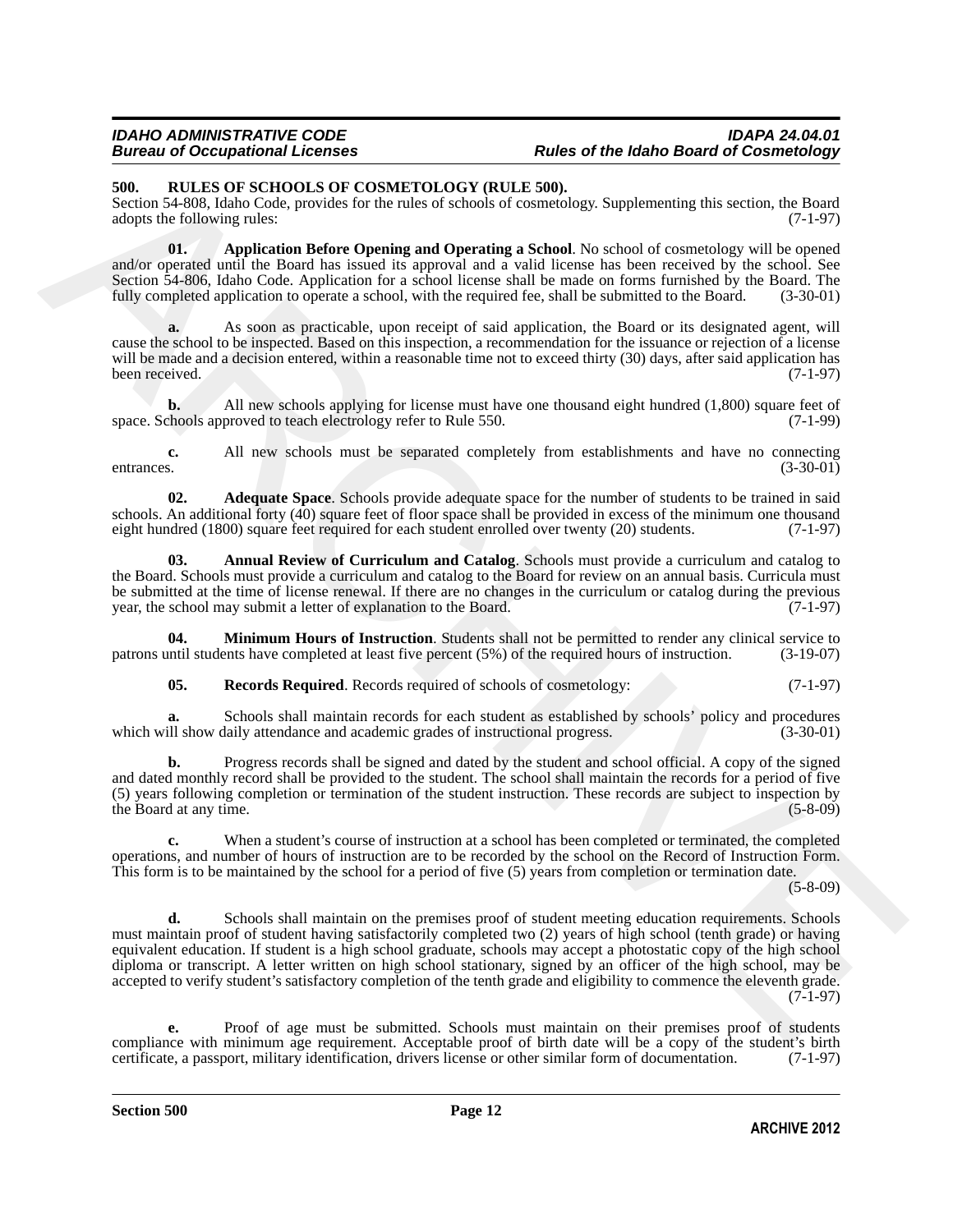### 500. RULES OF SCHOOLS OF COSMETOLOGY (RULE 500).

Section 54-808, Idaho Code, provides for the rules of schools of cosmetology. Supplementing this section, the Board adopts the following rules: (7-1-97)

**01. Application Before Opening and Operating a School**. No school of cosmetology will be opened and/or operated until the Board has issued its approval and a valid license has been received by the school. See Section 54-806, Idaho Code. Application for a school license shall be made on forms furnished by the Board. The fully completed application to operate a school, with the required fee, shall be submitted to the Board. (3-30-01)

**a.** As soon as practicable, upon receipt of said application, the Board or its designated agent, will cause the school to be inspected. Based on this inspection, a recommendation for the issuance or rejection of a license will be made and a decision entered, within a reasonable time not to exceed thirty (30) days, after said application has been received. (7-1-97)

**b.** All new schools applying for license must have one thousand eight hundred (1,800) square feet of space. Schools approved to teach electrology refer to Rule 550. (7-1-99)

**c.** All new schools must be separated completely from establishments and have no connecting entrances. (3-30-01)

**02. Adequate Space**. Schools provide adequate space for the number of students to be trained in said schools. An additional forty (40) square feet of floor space shall be provided in excess of the minimum one thousand eight hundred (1800) square feet required for each student enrolled over twenty (20) students. (7-1-97)

**03. Annual Review of Curriculum and Catalog**. Schools must provide a curriculum and catalog to the Board. Schools must provide a curriculum and catalog to the Board for review on an annual basis. Curricula must be submitted at the time of license renewal. If there are no changes in the curriculum or catalog during the previous year, the school may submit a letter of explanation to the Board. (7-1-97)

**04. Minimum Hours of Instruction**. Students shall not be permitted to render any clinical service to patrons until students have completed at least five percent (5%) of the required hours of instruction. (3-19-07)

**05. Records Required**. Records required of schools of cosmetology: (7-1-97)

**a.** Schools shall maintain records for each student as established by schools' policy and procedures which will show daily attendance and academic grades of instructional progress. (3-30-01)

**b.** Progress records shall be signed and dated by the student and school official. A copy of the signed and dated monthly record shall be provided to the student. The school shall maintain the records for a period of five (5) years following completion or termination of the student instruction. These records are subject to inspection by the Board at any time. (5-8-09)

**c.** When a student's course of instruction at a school has been completed or terminated, the completed operations, and number of hours of instruction are to be recorded by the school on the Record of Instruction Form. This form is to be maintained by the school for a period of five (5) years from completion or termination date. (5-8-09)

**d.** Schools shall maintain on the premises proof of student meeting education requirements. Schools must maintain proof of student having satisfactorily completed two (2) years of high school (tenth grade) or having equivalent education. If student is a high school graduate, schools may accept a photostatic copy of the high school diploma or transcript. A letter written on high school stationary, signed by an officer of the high school, may be accepted to verify student's satisfactory completion of the tenth grade and eligibility to commence the eleventh grade. (7-1-97)

**e.** Proof of age must be submitted. Schools must maintain on their premises proof of students compliance with minimum age requirement. Acceptable proof of birth date will be a copy of the student's birth certificate, a passport, military identification, drivers license or other similar form of documentation. (7-1-97)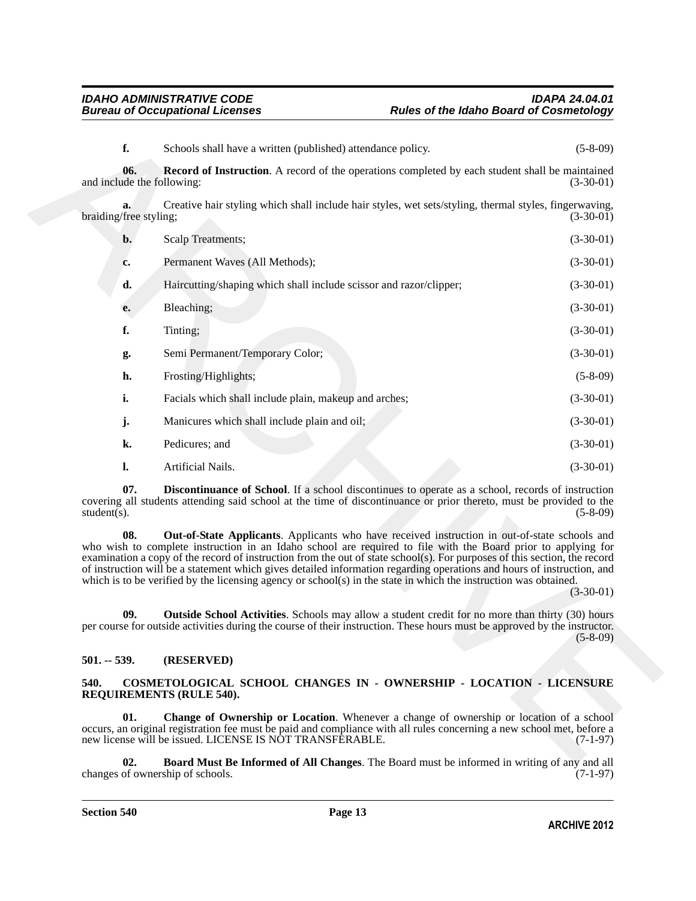**f.** Schools shall have a written (published) attendance policy. (5-8-09)

**06. Record of Instruction**. A record of the operations completed by each student shall be maintained and include the following: (3-30-01)

**a.** Creative hair styling which shall include hair styles, wet sets/styling, thermal styles, fingerwaving, braiding/free styling; (3-30-01)

**b.** Scalp Treatments; (3-30-01)

**c.** Permanent Waves (All Methods); (3-30-01)

**d.** Haircutting/shaping which shall include scissor and razor/clipper; (3-30-01)

**e.** Bleaching; (3-30-01)

**f.** Tinting; (3-30-01)

**g.** Semi Permanent/Temporary Color; (3-30-01)

**h.** Frosting/Highlights; (5-8-09)

**i.** Facials which shall include plain, makeup and arches; (3-30-01)

**j.** Manicures which shall include plain and oil; (3-30-01)

**k.** Pedicures; and (3-30-01)

**l.** Artificial Nails. (3-30-01)

**07. Discontinuance of School**. If a school discontinues to operate as a school, records of instruction covering all students attending said school at the time of discontinuance or prior thereto, must be provided to the student(s). (5-8-09)

**08. Out-of-State Applicants**. Applicants who have received instruction in out-of-state schools and who wish to complete instruction in an Idaho school are required to file with the Board prior to applying for examination a copy of the record of instruction from the out of state school(s). For purposes of this section, the record of instruction will be a statement which gives detailed information regarding operations and hours of instruction, and which is to be verified by the licensing agency or school(s) in the state in which the instruction was obtained. (3-30-01)

**09. Outside School Activities**. Schools may allow a student credit for no more than thirty (30) hours per course for outside activities during the course of their instruction. These hours must be approved by the instructor. (5-8-09)

## 501. -- 539. (RESERVED)

## 540. COSMETOLOGICAL SCHOOL CHANGES IN - OWNERSHIP - LOCATION - LICENSURE REQUIREMENTS (RULE 540).

**01. Change of Ownership or Location**. Whenever a change of ownership or location of a school occurs, an original registration fee must be paid and compliance with all rules concerning a new school met, before a new license will be issued. LICENSE IS NOT TRANSFERABLE. (7-1-97)

**02. Board Must Be Informed of All Changes**. The Board must be informed in writing of any and all changes of ownership of schools. (7-1-97)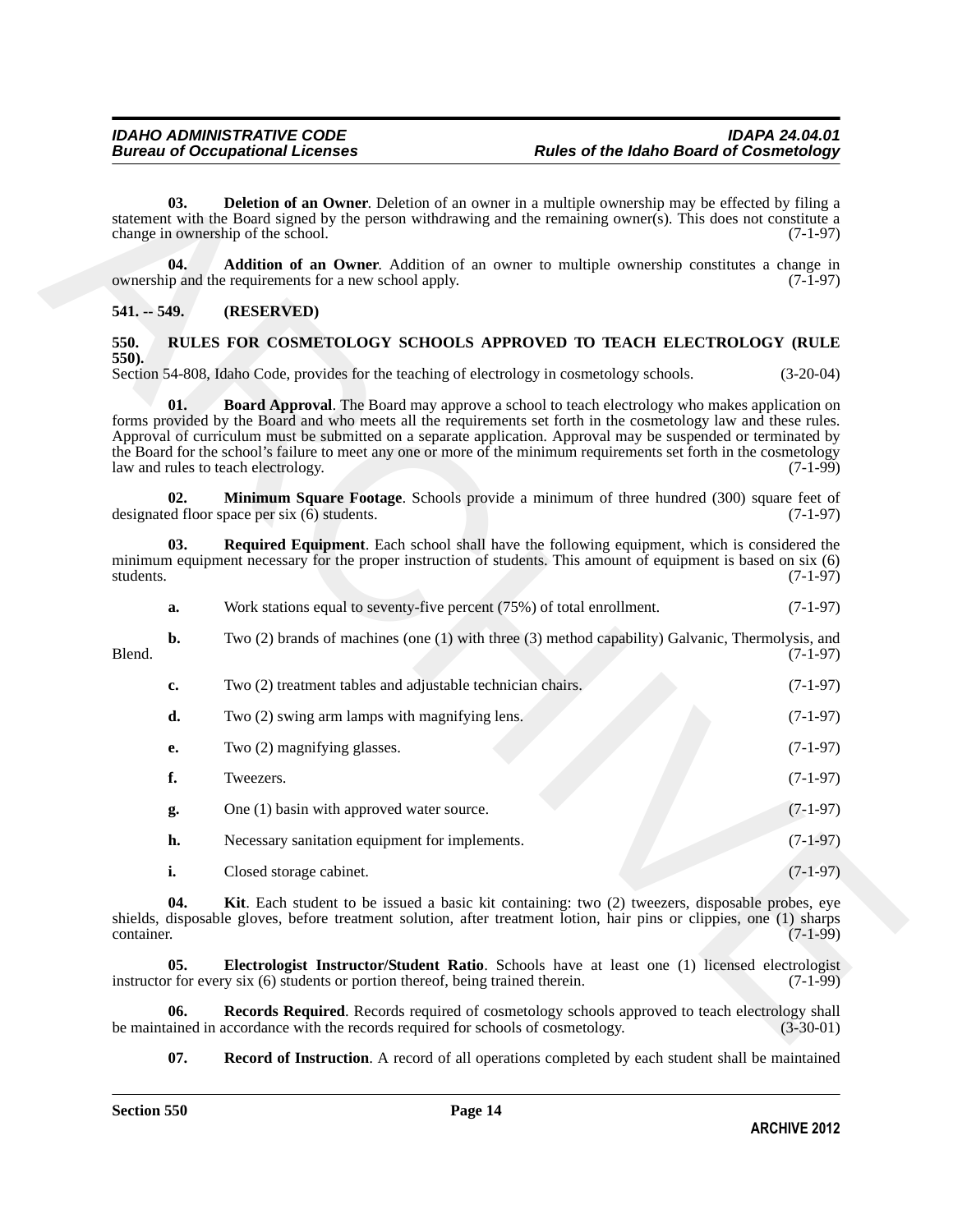**03. Deletion of an Owner**. Deletion of an owner in a multiple ownership may be effected by filing a statement with the Board signed by the person withdrawing and the remaining owner(s). This does not constitute a change in ownership of the school. (7-1-97)

**04. Addition of an Owner**. Addition of an owner to multiple ownership constitutes a change in ownership and the requirements for a new school apply. (7-1-97)

**541. -- 549. (RESERVED)**

**550. RULES FOR COSMETOLOGY SCHOOLS APPROVED TO TEACH ELECTROLOGY (RULE 550).**

Section 54-808, Idaho Code, provides for the teaching of electrology in cosmetology schools. (3-20-04)

**01. Board Approval**. The Board may approve a school to teach electrology who makes application on forms provided by the Board and who meets all the requirements set forth in the cosmetology law and these rules. Approval of curriculum must be submitted on a separate application. Approval may be suspended or terminated by the Board for the school's failure to meet any one or more of the minimum requirements set forth in the cosmetology law and rules to teach electrology. (7-1-99)

**02. Minimum Square Footage**. Schools provide a minimum of three hundred (300) square feet of designated floor space per six (6) students. (7-1-97)

**03. Required Equipment**. Each school shall have the following equipment, which is considered the minimum equipment necessary for the proper instruction of students. This amount of equipment is based on six (6) students. (7-1-97)

**a.** Work stations equal to seventy-five percent (75%) of total enrollment. (7-1-97)

**b.** Two (2) brands of machines (one (1) with three (3) method capability) Galvanic, Thermolysis, and Blend. (7-1-97)

**c.** Two (2) treatment tables and adjustable technician chairs. (7-1-97)

**d.** Two (2) swing arm lamps with magnifying lens. (7-1-97)

**e.** Two (2) magnifying glasses. (7-1-97)

**f.** Tweezers. (7-1-97)

**g.** One (1) basin with approved water source. (7-1-97)

**h.** Necessary sanitation equipment for implements. (7-1-97)

**i.** Closed storage cabinet. (7-1-97)

**04. Kit**. Each student to be issued a basic kit containing: two (2) tweezers, disposable probes, eye shields, disposable gloves, before treatment solution, after treatment lotion, hair pins or clippies, one (1) sharps container. (7-1-99)

**05. Electrologist Instructor/Student Ratio**. Schools have at least one (1) licensed electrologist instructor for every six (6) students or portion thereof, being trained therein. (7-1-99)

**06. Records Required**. Records required of cosmetology schools approved to teach electrology shall be maintained in accordance with the records required for schools of cosmetology. (3-30-01)

**07. Record of Instruction**. A record of all operations completed by each student shall be maintained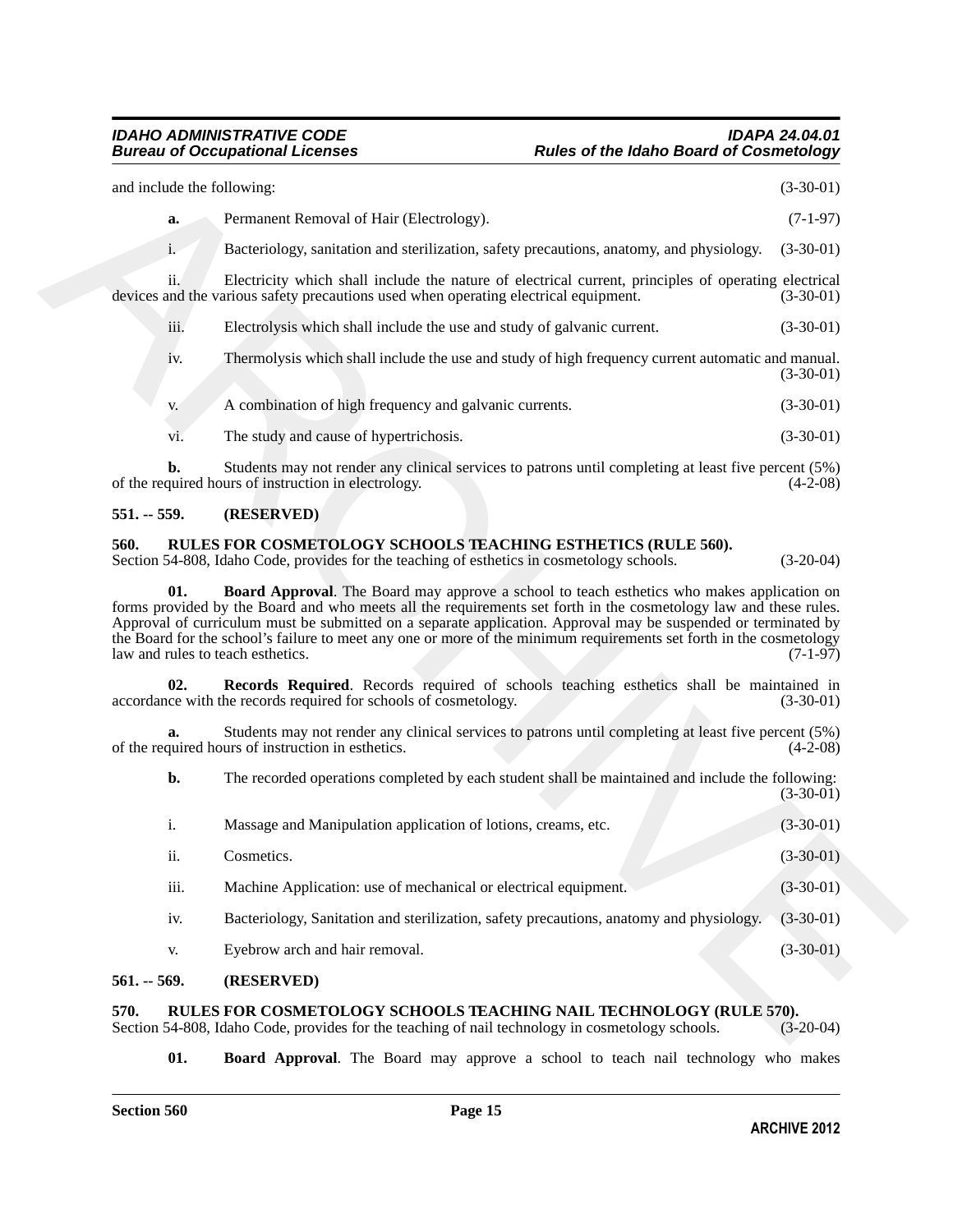and include the following: (3-30-01)

**a.** Permanent Removal of Hair (Electrology). (7-1-97)

i. Bacteriology, sanitation and sterilization, safety precautions, anatomy, and physiology. (3-30-01)

ii. Electricity which shall include the nature of electrical current, principles of operating electrical devices and the various safety precautions used when operating electrical equipment. (3-30-01)

iii. Electrolysis which shall include the use and study of galvanic current. (3-30-01)

iv. Thermolysis which shall include the use and study of high frequency current automatic and manual. (3-30-01)

v. A combination of high frequency and galvanic currents. (3-30-01)

vi. The study and cause of hypertrichosis. (3-30-01)

**b.** Students may not render any clinical services to patrons until completing at least five percent (5%) of the required hours of instruction in electrology. (4-2-08)

## 551. -- 559. (RESERVED)

## 560. RULES FOR COSMETOLOGY SCHOOLS TEACHING ESTHETICS (RULE 560).

Section 54-808, Idaho Code, provides for the teaching of esthetics in cosmetology schools. (3-20-04)

**01. Board Approval**. The Board may approve a school to teach esthetics who makes application on forms provided by the Board and who meets all the requirements set forth in the cosmetology law and these rules. Approval of curriculum must be submitted on a separate application. Approval may be suspended or terminated by the Board for the school's failure to meet any one or more of the minimum requirements set forth in the cosmetology law and rules to teach esthetics. (7-1-97)

**02. Records Required**. Records required of schools teaching esthetics shall be maintained in accordance with the records required for schools of cosmetology. (3-30-01)

**a.** Students may not render any clinical services to patrons until completing at least five percent (5%) of the required hours of instruction in esthetics. (4-2-08)

**b.** The recorded operations completed by each student shall be maintained and include the following: (3-30-01)

i. Massage and Manipulation application of lotions, creams, etc. (3-30-01)

ii. Cosmetics. (3-30-01)

iii. Machine Application: use of mechanical or electrical equipment. (3-30-01)

iv. Bacteriology, Sanitation and sterilization, safety precautions, anatomy and physiology. (3-30-01)

v. Eyebrow arch and hair removal. (3-30-01)

## 561. -- 569. (RESERVED)

## 570. RULES FOR COSMETOLOGY SCHOOLS TEACHING NAIL TECHNOLOGY (RULE 570).

Section 54-808, Idaho Code, provides for the teaching of nail technology in cosmetology schools. (3-20-04)

**01. Board Approval**. The Board may approve a school to teach nail technology who makes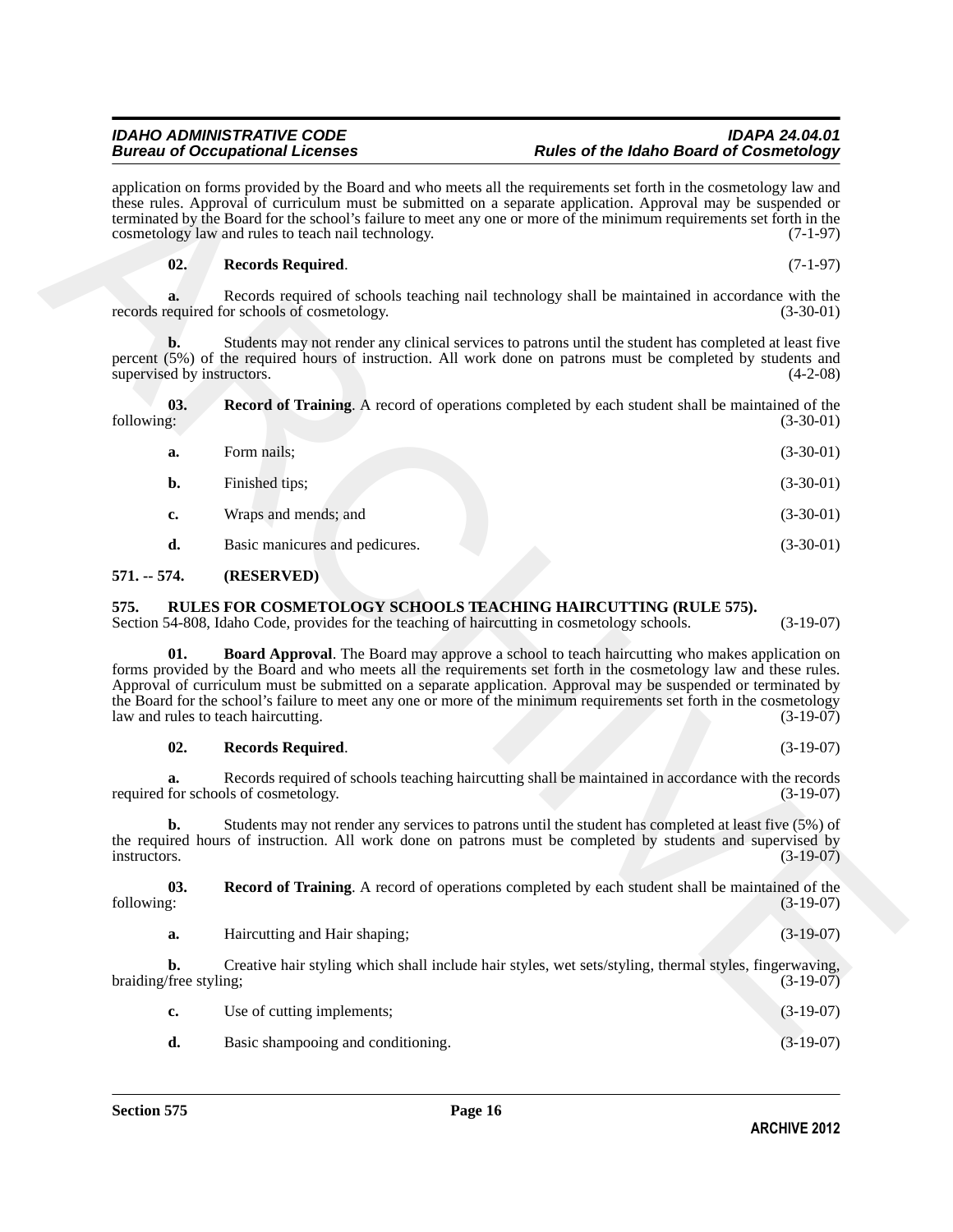application on forms provided by the Board and who meets all the requirements set forth in the cosmetology law and these rules. Approval of curriculum must be submitted on a separate application. Approval may be suspended or terminated by the Board for the school's failure to meet any one or more of the minimum requirements set forth in the cosmetology law and rules to teach nail technology. (7-1-97)

**02. Records Required**. (7-1-97)

**a.** Records required of schools teaching nail technology shall be maintained in accordance with the records required for schools of cosmetology. (3-30-01)

**b.** Students may not render any clinical services to patrons until the student has completed at least five percent (5%) of the required hours of instruction. All work done on patrons must be completed by students and supervised by instructors. (4-2-08)

**03. Record of Training**. A record of operations completed by each student shall be maintained of the following: (3-30-01)

**a.** Form nails; (3-30-01)

**b.** Finished tips; (3-30-01)

**c.** Wraps and mends; and (3-30-01)

**d.** Basic manicures and pedicures. (3-30-01)

## 571. -- 574. (RESERVED)

## 575. RULES FOR COSMETOLOGY SCHOOLS TEACHING HAIRCUTTING (RULE 575).

Section 54-808, Idaho Code, provides for the teaching of haircutting in cosmetology schools. (3-19-07)

**01. Board Approval**. The Board may approve a school to teach haircutting who makes application on forms provided by the Board and who meets all the requirements set forth in the cosmetology law and these rules. Approval of curriculum must be submitted on a separate application. Approval may be suspended or terminated by the Board for the school's failure to meet any one or more of the minimum requirements set forth in the cosmetology law and rules to teach haircutting. (3-19-07)

**02. Records Required**. (3-19-07)

**a.** Records required of schools teaching haircutting shall be maintained in accordance with the records required for schools of cosmetology. (3-19-07)

**b.** Students may not render any services to patrons until the student has completed at least five (5%) of the required hours of instruction. All work done on patrons must be completed by students and supervised by instructors. (3-19-07)

**03. Record of Training**. A record of operations completed by each student shall be maintained of the following: (3-19-07)

**a.** Haircutting and Hair shaping; (3-19-07)

**b.** Creative hair styling which shall include hair styles, wet sets/styling, thermal styles, fingerwaving, braiding/free styling; (3-19-07)

**c.** Use of cutting implements; (3-19-07)

**d.** Basic shampooing and conditioning. (3-19-07)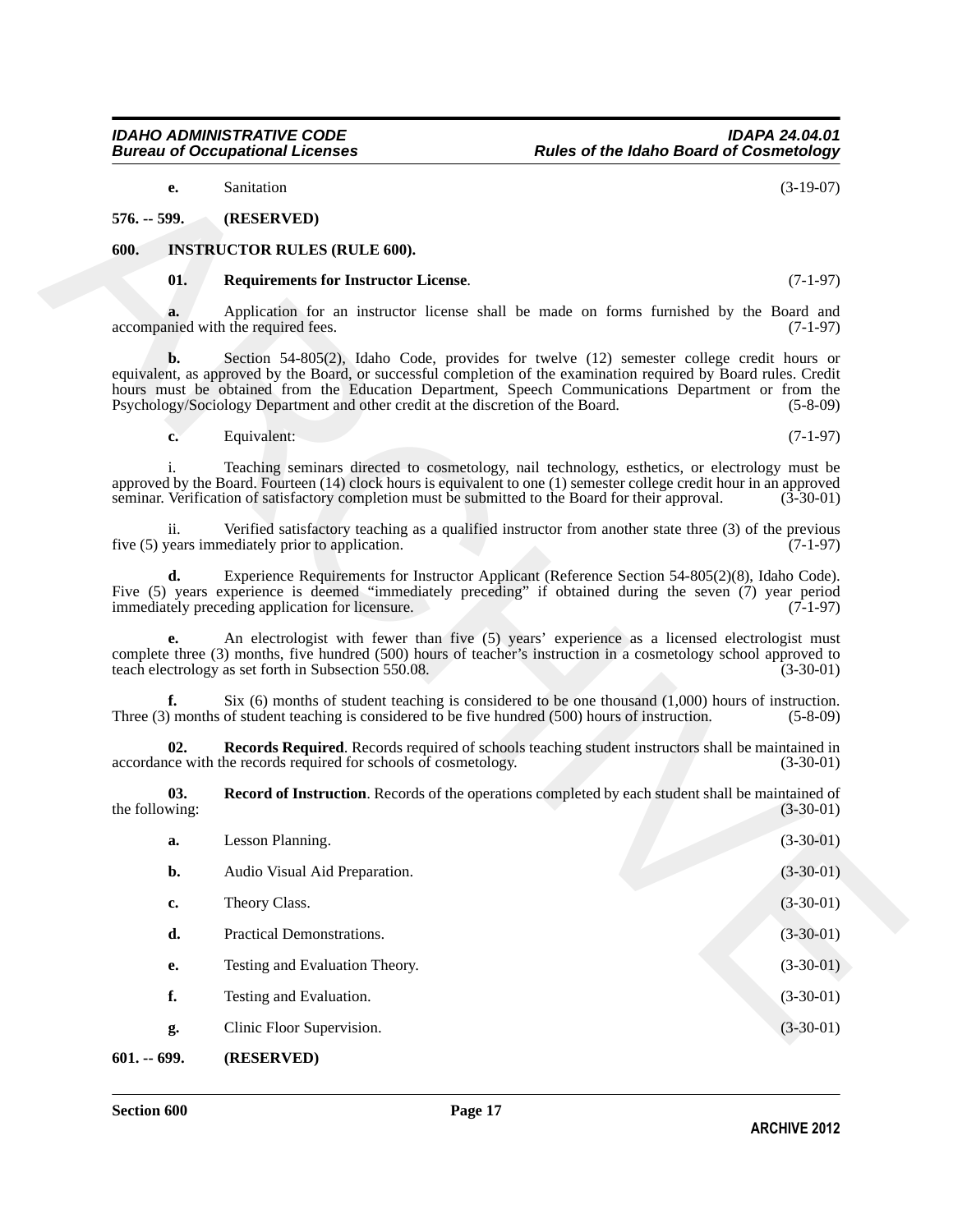**e.** Sanitation (3-19-07)

**576. -- 599. (RESERVED)**

**600. INSTRUCTOR RULES (RULE 600).**

**01. Requirements for Instructor License**. (7-1-97)

**a.** Application for an instructor license shall be made on forms furnished by the Board and accompanied with the required fees. (7-1-97)

**b.** Section 54-805(2), Idaho Code, provides for twelve (12) semester college credit hours or equivalent, as approved by the Board, or successful completion of the examination required by Board rules. Credit hours must be obtained from the Education Department, Speech Communications Department or from the Psychology/Sociology Department and other credit at the discretion of the Board. (5-8-09)

**c.** Equivalent: (7-1-97)

i. Teaching seminars directed to cosmetology, nail technology, esthetics, or electrology must be approved by the Board. Fourteen (14) clock hours is equivalent to one (1) semester college credit hour in an approved seminar. Verification of satisfactory completion must be submitted to the Board for their approval. (3-30-01)

ii. Verified satisfactory teaching as a qualified instructor from another state three (3) of the previous five (5) years immediately prior to application. (7-1-97)

**d.** Experience Requirements for Instructor Applicant (Reference Section 54-805(2)(8), Idaho Code). Five (5) years experience is deemed "immediately preceding" if obtained during the seven (7) year period immediately preceding application for licensure. (7-1-97)

**e.** An electrologist with fewer than five (5) years' experience as a licensed electrologist must complete three (3) months, five hundred (500) hours of teacher's instruction in a cosmetology school approved to teach electrology as set forth in Subsection 550.08. (3-30-01)

**f.** Six (6) months of student teaching is considered to be one thousand (1,000) hours of instruction. Three (3) months of student teaching is considered to be five hundred (500) hours of instruction. (5-8-09)

**02. Records Required**. Records required of schools teaching student instructors shall be maintained in accordance with the records required for schools of cosmetology. (3-30-01)

**03. Record of Instruction**. Records of the operations completed by each student shall be maintained of the following: (3-30-01)

**a.** Lesson Planning. (3-30-01)

**b.** Audio Visual Aid Preparation. (3-30-01)

**c.** Theory Class. (3-30-01)

**d.** Practical Demonstrations. (3-30-01)

**e.** Testing and Evaluation Theory. (3-30-01)

**f.** Testing and Evaluation. (3-30-01)

**g.** Clinic Floor Supervision. (3-30-01)

**601. -- 699. (RESERVED)**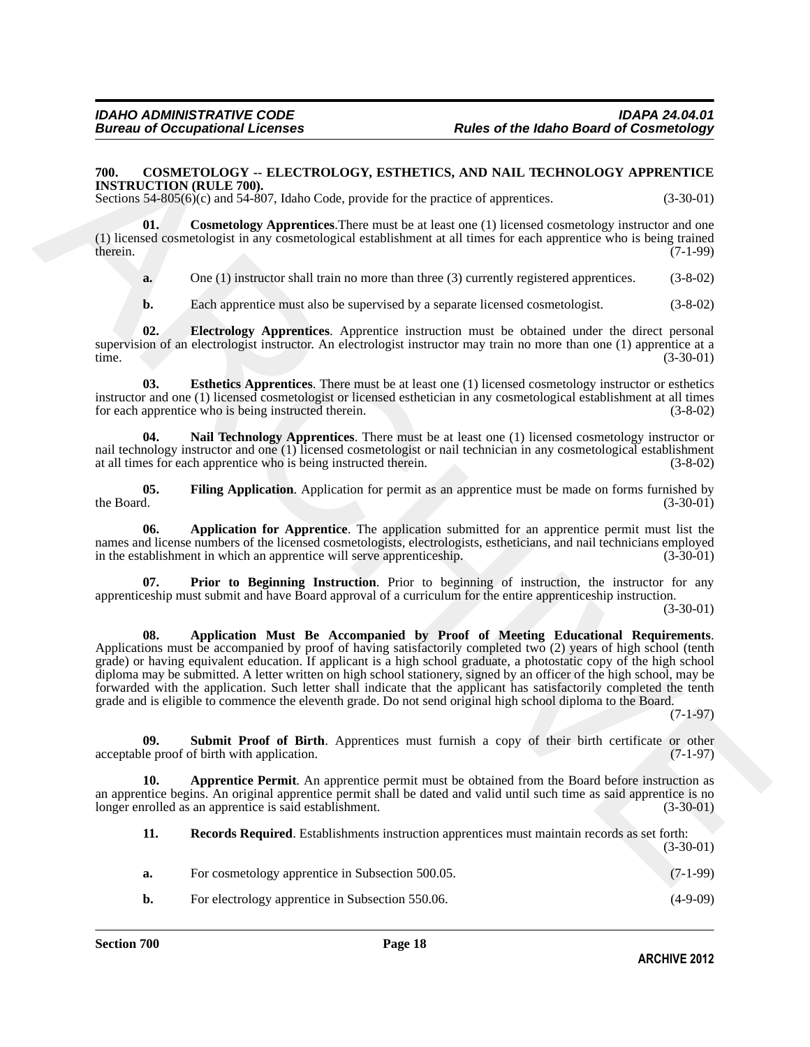**700. COSMETOLOGY -- ELECTROLOGY, ESTHETICS, AND NAIL TECHNOLOGY APPRENTICE INSTRUCTION (RULE 700).**

Sections 54-805(6)(c) and 54-807, Idaho Code, provide for the practice of apprentices. (3-30-01)

**01. Cosmetology Apprentices**.There must be at least one (1) licensed cosmetology instructor and one (1) licensed cosmetologist in any cosmetological establishment at all times for each apprentice who is being trained therein. (7-1-99)

**a.** One (1) instructor shall train no more than three (3) currently registered apprentices. (3-8-02)

**b.** Each apprentice must also be supervised by a separate licensed cosmetologist. (3-8-02)

**02. Electrology Apprentices**. Apprentice instruction must be obtained under the direct personal supervision of an electrologist instructor. An electrologist instructor may train no more than one (1) apprentice at a time. (3-30-01)

**03. Esthetics Apprentices**. There must be at least one (1) licensed cosmetology instructor or esthetics instructor and one (1) licensed cosmetologist or licensed esthetician in any cosmetological establishment at all times for each apprentice who is being instructed therein. (3-8-02)

**04. Nail Technology Apprentices**. There must be at least one (1) licensed cosmetology instructor or nail technology instructor and one (1) licensed cosmetologist or nail technician in any cosmetological establishment at all times for each apprentice who is being instructed therein. (3-8-02)

**05. Filing Application**. Application for permit as an apprentice must be made on forms furnished by the Board. (3-30-01)

**06. Application for Apprentice**. The application submitted for an apprentice permit must list the names and license numbers of the licensed cosmetologists, electrologists, estheticians, and nail technicians employed in the establishment in which an apprentice will serve apprenticeship. (3-30-01)

**07. Prior to Beginning Instruction**. Prior to beginning of instruction, the instructor for any apprenticeship must submit and have Board approval of a curriculum for the entire apprenticeship instruction. (3-30-01)

**08. Application Must Be Accompanied by Proof of Meeting Educational Requirements**. Applications must be accompanied by proof of having satisfactorily completed two (2) years of high school (tenth grade) or having equivalent education. If applicant is a high school graduate, a photostatic copy of the high school diploma may be submitted. A letter written on high school stationery, signed by an officer of the high school, may be forwarded with the application. Such letter shall indicate that the applicant has satisfactorily completed the tenth grade and is eligible to commence the eleventh grade. Do not send original high school diploma to the Board. (7-1-97)

**09. Submit Proof of Birth**. Apprentices must furnish a copy of their birth certificate or other acceptable proof of birth with application. (7-1-97)

**10. Apprentice Permit**. An apprentice permit must be obtained from the Board before instruction as an apprentice begins. An original apprentice permit shall be dated and valid until such time as said apprentice is no longer enrolled as an apprentice is said establishment. (3-30-01)

**11. Records Required**. Establishments instruction apprentices must maintain records as set forth: (3-30-01)

**a.** For cosmetology apprentice in Subsection 500.05. (7-1-99)

**b.** For electrology apprentice in Subsection 550.06. (4-9-09)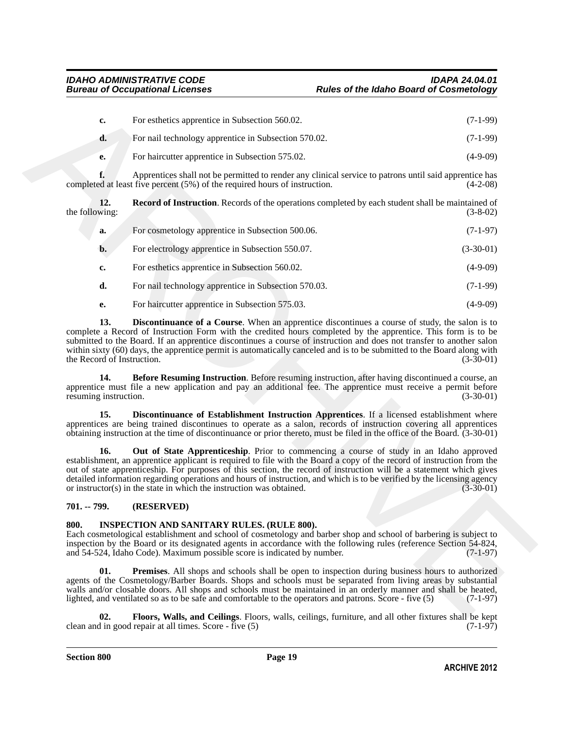**c.** For esthetics apprentice in Subsection 560.02. (7-1-99)

**d.** For nail technology apprentice in Subsection 570.02. (7-1-99)

**e.** For haircutter apprentice in Subsection 575.02. (4-9-09)

**f.** Apprentices shall not be permitted to render any clinical service to patrons until said apprentice has completed at least five percent (5%) of the required hours of instruction. (4-2-08)

**12. Record of Instruction**. Records of the operations completed by each student shall be maintained of the following: (3-8-02)

**a.** For cosmetology apprentice in Subsection 500.06. (7-1-97)

**b.** For electrology apprentice in Subsection 550.07. (3-30-01)

**c.** For esthetics apprentice in Subsection 560.02. (4-9-09)

**d.** For nail technology apprentice in Subsection 570.03. (7-1-99)

**e.** For haircutter apprentice in Subsection 575.03. (4-9-09)

**13. Discontinuance of a Course**. When an apprentice discontinues a course of study, the salon is to complete a Record of Instruction Form with the credited hours completed by the apprentice. This form is to be submitted to the Board. If an apprentice discontinues a course of instruction and does not transfer to another salon within sixty (60) days, the apprentice permit is automatically canceled and is to be submitted to the Board along with the Record of Instruction. (3-30-01)

**14. Before Resuming Instruction**. Before resuming instruction, after having discontinued a course, an apprentice must file a new application and pay an additional fee. The apprentice must receive a permit before resuming instruction. (3-30-01)

**15. Discontinuance of Establishment Instruction Apprentices**. If a licensed establishment where apprentices are being trained discontinues to operate as a salon, records of instruction covering all apprentices obtaining instruction at the time of discontinuance or prior thereto, must be filed in the office of the Board. (3-30-01)

**16. Out of State Apprenticeship**. Prior to commencing a course of study in an Idaho approved establishment, an apprentice applicant is required to file with the Board a copy of the record of instruction from the out of state apprenticeship. For purposes of this section, the record of instruction will be a statement which gives detailed information regarding operations and hours of instruction, and which is to be verified by the licensing agency or instructor(s) in the state in which the instruction was obtained. (3-30-01)

## 701. -- 799. (RESERVED)

## 800. INSPECTION AND SANITARY RULES. (RULE 800).

Each cosmetological establishment and school of cosmetology and barber shop and school of barbering is subject to inspection by the Board or its designated agents in accordance with the following rules (reference Section 54-824, and 54-524, Idaho Code). Maximum possible score is indicated by number. (7-1-97)

**01. Premises**. All shops and schools shall be open to inspection during business hours to authorized agents of the Cosmetology/Barber Boards. Shops and schools must be separated from living areas by substantial walls and/or closable doors. All shops and schools must be maintained in an orderly manner and shall be heated, lighted, and ventilated so as to be safe and comfortable to the operators and patrons. Score - five (5) (7-1-97)

**02. Floors, Walls, and Ceilings**. Floors, walls, ceilings, furniture, and all other fixtures shall be kept clean and in good repair at all times. Score - five (5) (7-1-97)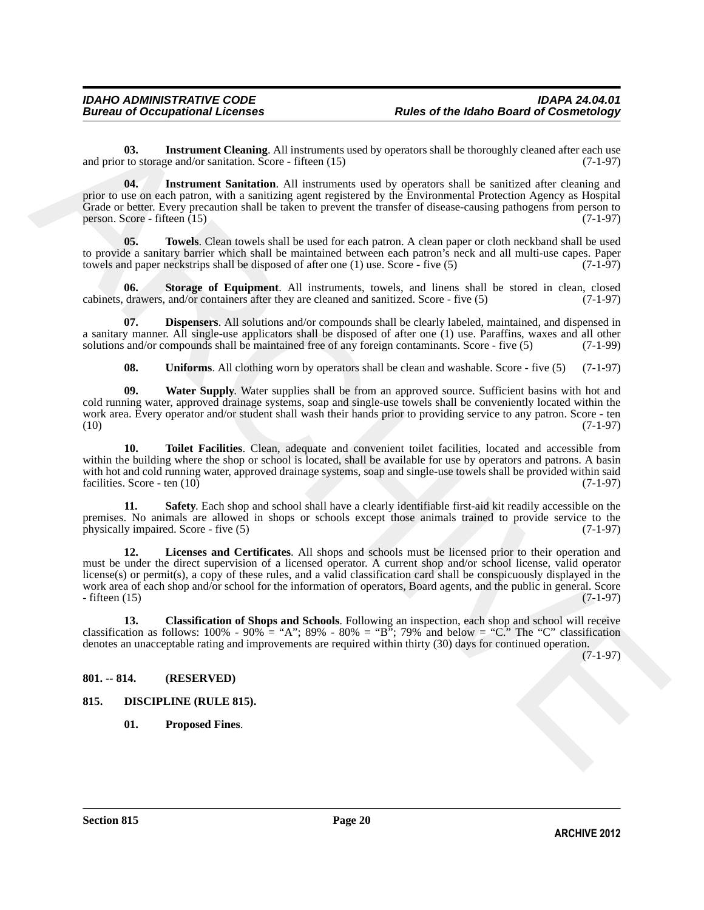**03. Instrument Cleaning**. All instruments used by operators shall be thoroughly cleaned after each use and prior to storage and/or sanitation. Score - fifteen (15) (7-1-97)

**04. Instrument Sanitation**. All instruments used by operators shall be sanitized after cleaning and prior to use on each patron, with a sanitizing agent registered by the Environmental Protection Agency as Hospital Grade or better. Every precaution shall be taken to prevent the transfer of disease-causing pathogens from person to person. Score - fifteen (15) (7-1-97)

**05. Towels**. Clean towels shall be used for each patron. A clean paper or cloth neckband shall be used to provide a sanitary barrier which shall be maintained between each patron's neck and all multi-use capes. Paper towels and paper neckstrips shall be disposed of after one (1) use. Score - five (5) (7-1-97)

**06. Storage of Equipment**. All instruments, towels, and linens shall be stored in clean, closed cabinets, drawers, and/or containers after they are cleaned and sanitized. Score - five (5) (7-1-97)

**07. Dispensers**. All solutions and/or compounds shall be clearly labeled, maintained, and dispensed in a sanitary manner. All single-use applicators shall be disposed of after one (1) use. Paraffins, waxes and all other solutions and/or compounds shall be maintained free of any foreign contaminants. Score - five (5) (7-1-99)

**08. Uniforms**. All clothing worn by operators shall be clean and washable. Score - five (5) (7-1-97)

**09. Water Supply**. Water supplies shall be from an approved source. Sufficient basins with hot and cold running water, approved drainage systems, soap and single-use towels shall be conveniently located within the work area. Every operator and/or student shall wash their hands prior to providing service to any patron. Score - ten (10) (7-1-97)

**10. Toilet Facilities**. Clean, adequate and convenient toilet facilities, located and accessible from within the building where the shop or school is located, shall be available for use by operators and patrons. A basin with hot and cold running water, approved drainage systems, soap and single-use towels shall be provided within said facilities. Score - ten (10) (7-1-97)

**11. Safety**. Each shop and school shall have a clearly identifiable first-aid kit readily accessible on the premises. No animals are allowed in shops or schools except those animals trained to provide service to the physically impaired. Score - five (5) (7-1-97)

**12. Licenses and Certificates**. All shops and schools must be licensed prior to their operation and must be under the direct supervision of a licensed operator. A current shop and/or school license, valid operator license(s) or permit(s), a copy of these rules, and a valid classification card shall be conspicuously displayed in the work area of each shop and/or school for the information of operators, Board agents, and the public in general. Score - fifteen (15) (7-1-97)

**13. Classification of Shops and Schools**. Following an inspection, each shop and school will receive classification as follows: 100% - 90% = "A"; 89% - 80% = "B"; 79% and below = "C." The "C" classification denotes an unacceptable rating and improvements are required within thirty (30) days for continued operation. (7-1-97)

## 801. -- 814. (RESERVED)

## 815. DISCIPLINE (RULE 815).

**01. Proposed Fines**.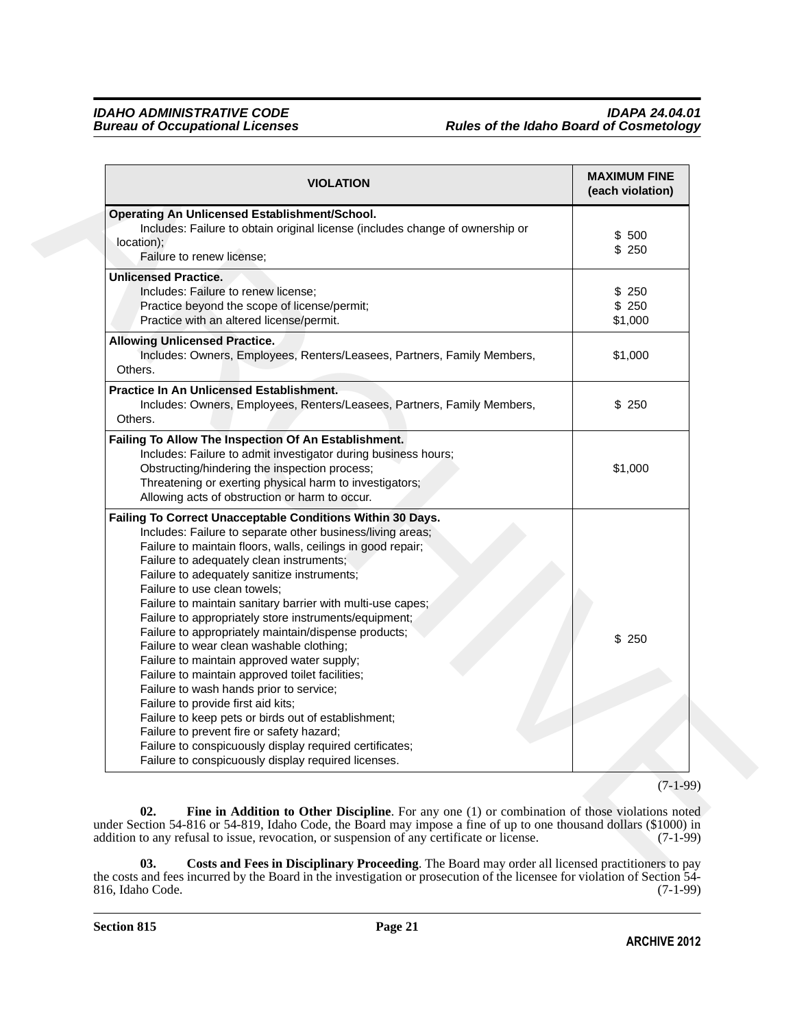| VIOLATION | MAXIMUM FINE (each violation) |
|---|---|
| **Operating An Unlicensed Establishment/School.**<br>Includes: Failure to obtain original license (includes change of ownership or location);<br>Failure to renew license; | $ 500<br>$ 250 |
| **Unlicensed Practice.**<br>Includes: Failure to renew license;<br>Practice beyond the scope of license/permit;<br>Practice with an altered license/permit. | $ 250<br>$ 250<br>$1,000 |
| **Allowing Unlicensed Practice.**<br>Includes: Owners, Employees, Renters/Leasees, Partners, Family Members, Others. | $1,000 |
| **Practice In An Unlicensed Establishment.**<br>Includes: Owners, Employees, Renters/Leasees, Partners, Family Members, Others. | $ 250 |
| **Failing To Allow The Inspection Of An Establishment.**<br>Includes: Failure to admit investigator during business hours;<br>Obstructing/hindering the inspection process;<br>Threatening or exerting physical harm to investigators;<br>Allowing acts of obstruction or harm to occur. | $1,000 |
| **Failing To Correct Unacceptable Conditions Within 30 Days.**<br>Includes: Failure to separate other business/living areas;<br>Failure to maintain floors, walls, ceilings in good repair;<br>Failure to adequately clean instruments;<br>Failure to adequately sanitize instruments;<br>Failure to use clean towels;<br>Failure to maintain sanitary barrier with multi-use capes;<br>Failure to appropriately store instruments/equipment;<br>Failure to appropriately maintain/dispense products;<br>Failure to wear clean washable clothing;<br>Failure to maintain approved water supply;<br>Failure to maintain approved toilet facilities;<br>Failure to wash hands prior to service;<br>Failure to provide first aid kits;<br>Failure to keep pets or birds out of establishment;<br>Failure to prevent fire or safety hazard;<br>Failure to conspicuously display required certificates;<br>Failure to conspicuously display required licenses. | $ 250 |

(7-1-99)

**02. Fine in Addition to Other Discipline**. For any one (1) or combination of those violations noted under Section 54-816 or 54-819, Idaho Code, the Board may impose a fine of up to one thousand dollars ($1000) in addition to any refusal to issue, revocation, or suspension of any certificate or license. (7-1-99)

**03. Costs and Fees in Disciplinary Proceeding**. The Board may order all licensed practitioners to pay the costs and fees incurred by the Board in the investigation or prosecution of the licensee for violation of Section 54-816, Idaho Code. (7-1-99)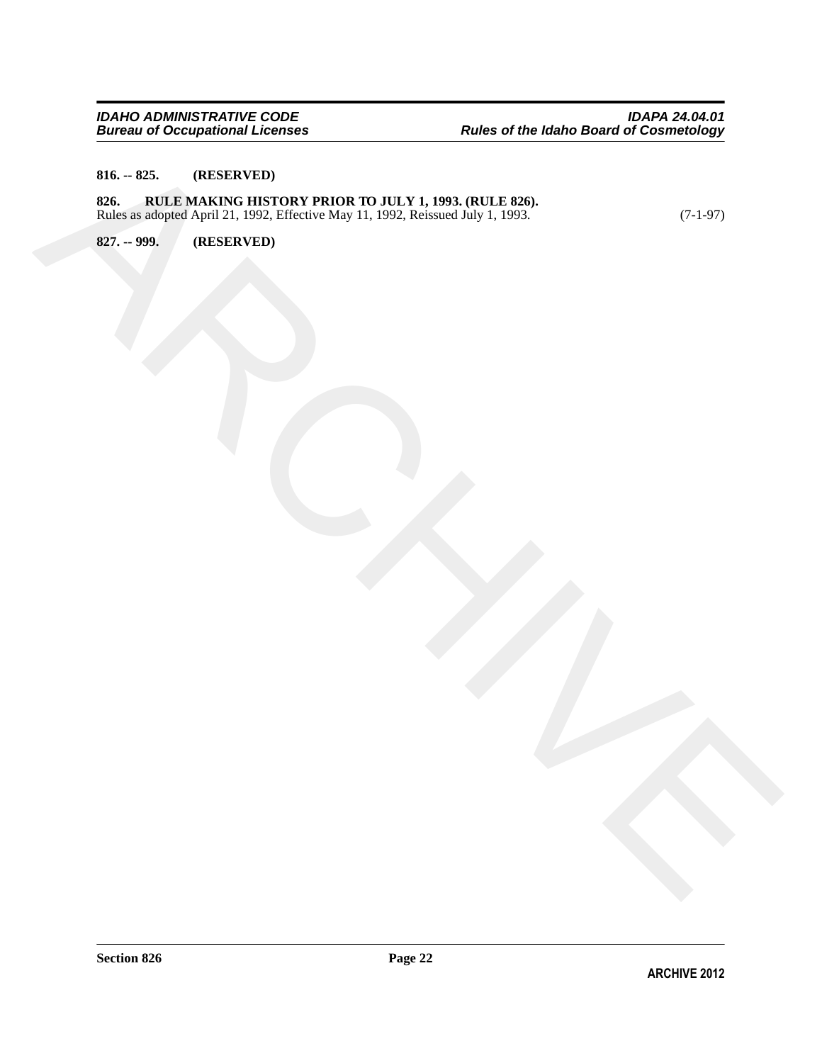**816. -- 825. (RESERVED)**

**826. RULE MAKING HISTORY PRIOR TO JULY 1, 1993. (RULE 826).**
Rules as adopted April 21, 1992, Effective May 11, 1992, Reissued July 1, 1993. (7-1-97)

**827. -- 999. (RESERVED)**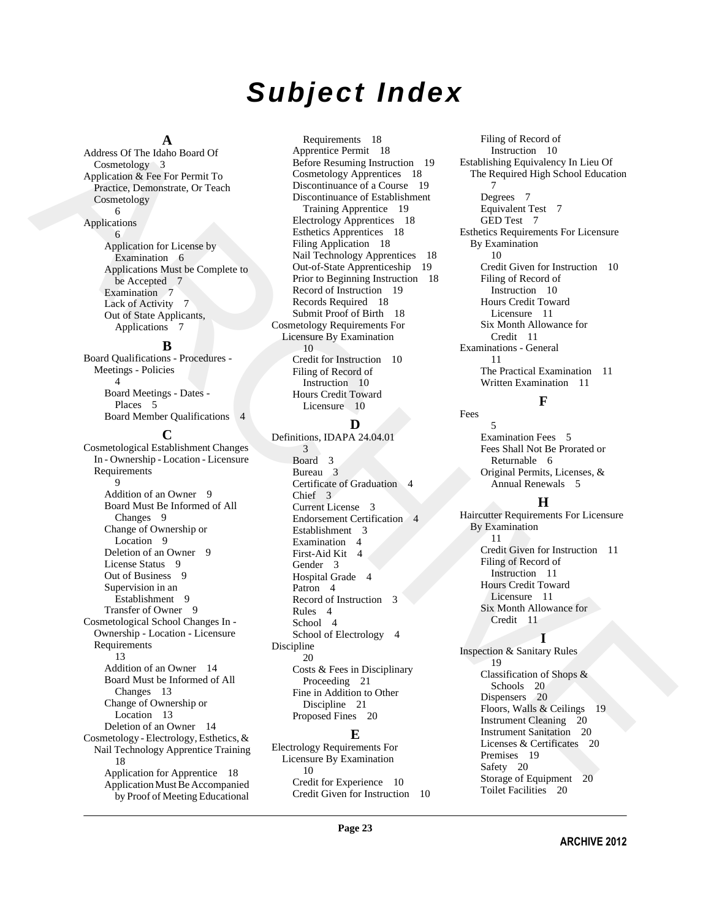# Subject Index

## A

Address Of The Idaho Board Of Cosmetology 3

Application & Fee For Permit To Practice, Demonstrate, Or Teach Cosmetology 6

Applications 6
- Application for License by Examination 6
- Applications Must be Complete to be Accepted 7
- Examination 7
- Lack of Activity 7
- Out of State Applicants, Applications 7

## B

Board Qualifications - Procedures - Meetings - Policies 4
- Board Meetings - Dates - Places 5
- Board Member Qualifications 4

## C

Cosmetological Establishment Changes In - Ownership - Location - Licensure Requirements 9
- Addition of an Owner 9
- Board Must Be Informed of All Changes 9
- Change of Ownership or Location 9
- Deletion of an Owner 9
- License Status 9
- Out of Business 9
- Supervision in an Establishment 9
- Transfer of Owner 9

Cosmetological School Changes In - Ownership - Location - Licensure Requirements 13
- Addition of an Owner 14
- Board Must be Informed of All Changes 13
- Change of Ownership or Location 13
- Deletion of an Owner 14

Cosmetology - Electrology, Esthetics, & Nail Technology Apprentice Training 18
- Application for Apprentice 18
- Application Must Be Accompanied by Proof of Meeting Educational Requirements 18
- Apprentice Permit 18
- Before Resuming Instruction 19
- Cosmetology Apprentices 18
- Discontinuance of a Course 19
- Discontinuance of Establishment Training Apprentice 19
- Electrology Apprentices 18
- Esthetics Apprentices 18
- Filing Application 18
- Nail Technology Apprentices 18
- Out-of-State Apprenticeship 19
- Prior to Beginning Instruction 18
- Record of Instruction 19
- Records Required 18
- Submit Proof of Birth 18

Cosmetology Requirements For Licensure By Examination 10
- Credit for Instruction 10
- Filing of Record of Instruction 10
- Hours Credit Toward Licensure 10

## D

Definitions, IDAPA 24.04.01 3
- Board 3
- Bureau 3
- Certificate of Graduation 4
- Chief 3
- Current License 3
- Endorsement Certification 4
- Establishment 3
- Examination 4
- First-Aid Kit 4
- Gender 3
- Hospital Grade 4
- Patron 4
- Record of Instruction 3
- Rules 4
- School 4
- School of Electrology 4

Discipline 20
- Costs & Fees in Disciplinary Proceeding 21
- Fine in Addition to Other Discipline 21
- Proposed Fines 20

## E

Electrology Requirements For Licensure By Examination 10
- Credit for Experience 10
- Credit Given for Instruction 10
- Filing of Record of Instruction 10

Establishing Equivalency In Lieu Of The Required High School Education 7
- Degrees 7
- Equivalent Test 7
- GED Test 7

Esthetics Requirements For Licensure By Examination 10
- Credit Given for Instruction 10
- Filing of Record of Instruction 10
- Hours Credit Toward Licensure 11
- Six Month Allowance for Credit 11

Examinations - General 11
- The Practical Examination 11
- Written Examination 11

## F

Fees 5
- Examination Fees 5
- Fees Shall Not Be Prorated or Returnable 6
- Original Permits, Licenses, & Annual Renewals 5

## H

Haircutter Requirements For Licensure By Examination 11
- Credit Given for Instruction 11
- Filing of Record of Instruction 11
- Hours Credit Toward Licensure 11
- Six Month Allowance for Credit 11

## I

Inspection & Sanitary Rules 19
- Classification of Shops & Schools 20
- Dispensers 20
- Floors, Walls & Ceilings 19
- Instrument Cleaning 20
- Instrument Sanitation 20
- Licenses & Certificates 20
- Premises 19
- Safety 20
- Storage of Equipment 20
- Toilet Facilities 20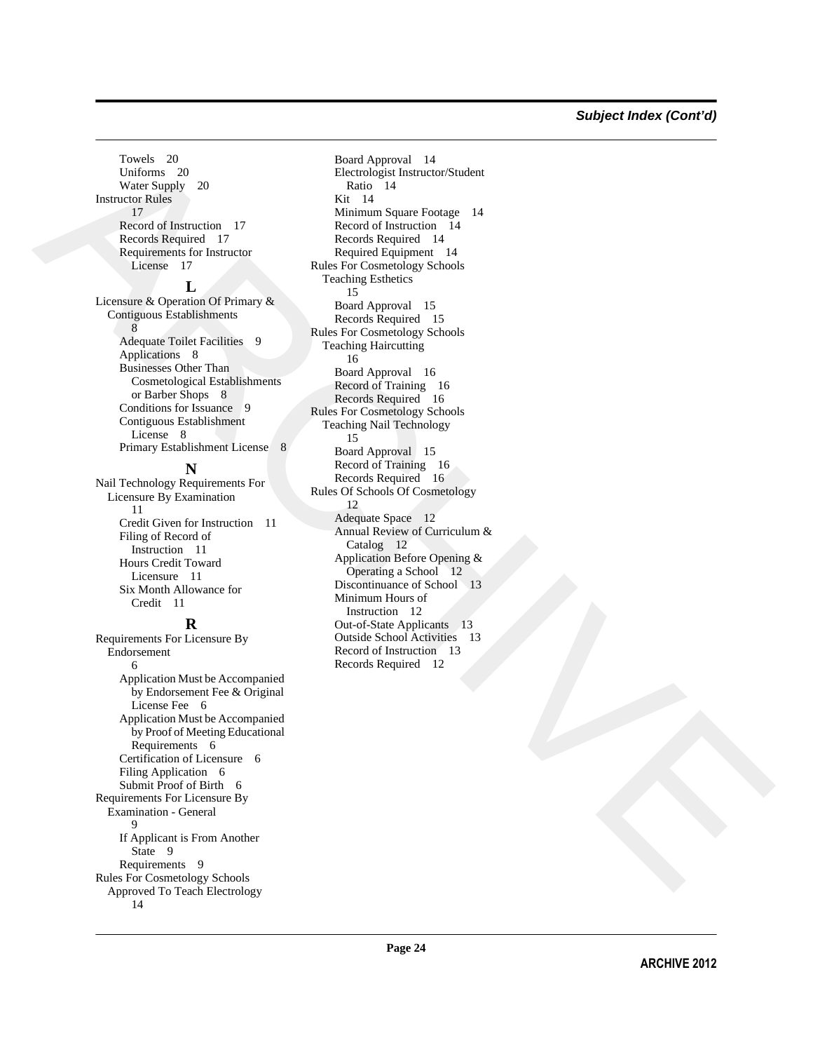Towels 20
Uniforms 20
Water Supply 20

Instructor Rules 17
- Record of Instruction 17
- Records Required 17
- Requirements for Instructor License 17

## L

Licensure & Operation Of Primary & Contiguous Establishments 8
- Adequate Toilet Facilities 9
- Applications 8
- Businesses Other Than Cosmetological Establishments or Barber Shops 8
- Conditions for Issuance 9
- Contiguous Establishment License 8
- Primary Establishment License 8

## N

Nail Technology Requirements For Licensure By Examination 11
- Credit Given for Instruction 11
- Filing of Record of Instruction 11
- Hours Credit Toward Licensure 11
- Six Month Allowance for Credit 11

## R

Requirements For Licensure By Endorsement 6
- Application Must be Accompanied by Endorsement Fee & Original License Fee 6
- Application Must be Accompanied by Proof of Meeting Educational Requirements 6
- Certification of Licensure 6
- Filing Application 6
- Submit Proof of Birth 6

Requirements For Licensure By Examination - General 9
- If Applicant is From Another State 9
- Requirements 9

Rules For Cosmetology Schools Approved To Teach Electrology 14
- Board Approval 14
- Electrologist Instructor/Student Ratio 14
- Kit 14
- Minimum Square Footage 14
- Record of Instruction 14
- Records Required 14
- Required Equipment 14

Rules For Cosmetology Schools Teaching Esthetics 15
- Board Approval 15
- Records Required 15

Rules For Cosmetology Schools Teaching Haircutting 16
- Board Approval 16
- Record of Training 16
- Records Required 16

Rules For Cosmetology Schools Teaching Nail Technology 15
- Board Approval 15
- Record of Training 16
- Records Required 16

Rules Of Schools Of Cosmetology 12
- Adequate Space 12
- Annual Review of Curriculum & Catalog 12
- Application Before Opening & Operating a School 12
- Discontinuance of School 13
- Minimum Hours of Instruction 12
- Out-of-State Applicants 13
- Outside School Activities 13
- Record of Instruction 13
- Records Required 12